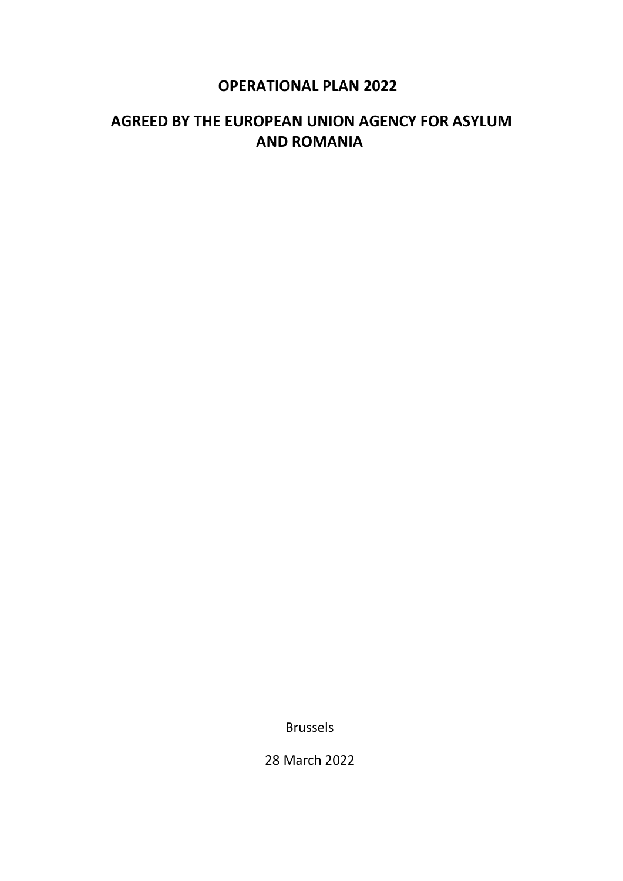# OPERATIONAL PLAN 2022

# AGREED BY THE EUROPEAN UNION AGENCY FOR ASYLUM AND ROMANIA

Brussels

28 March 2022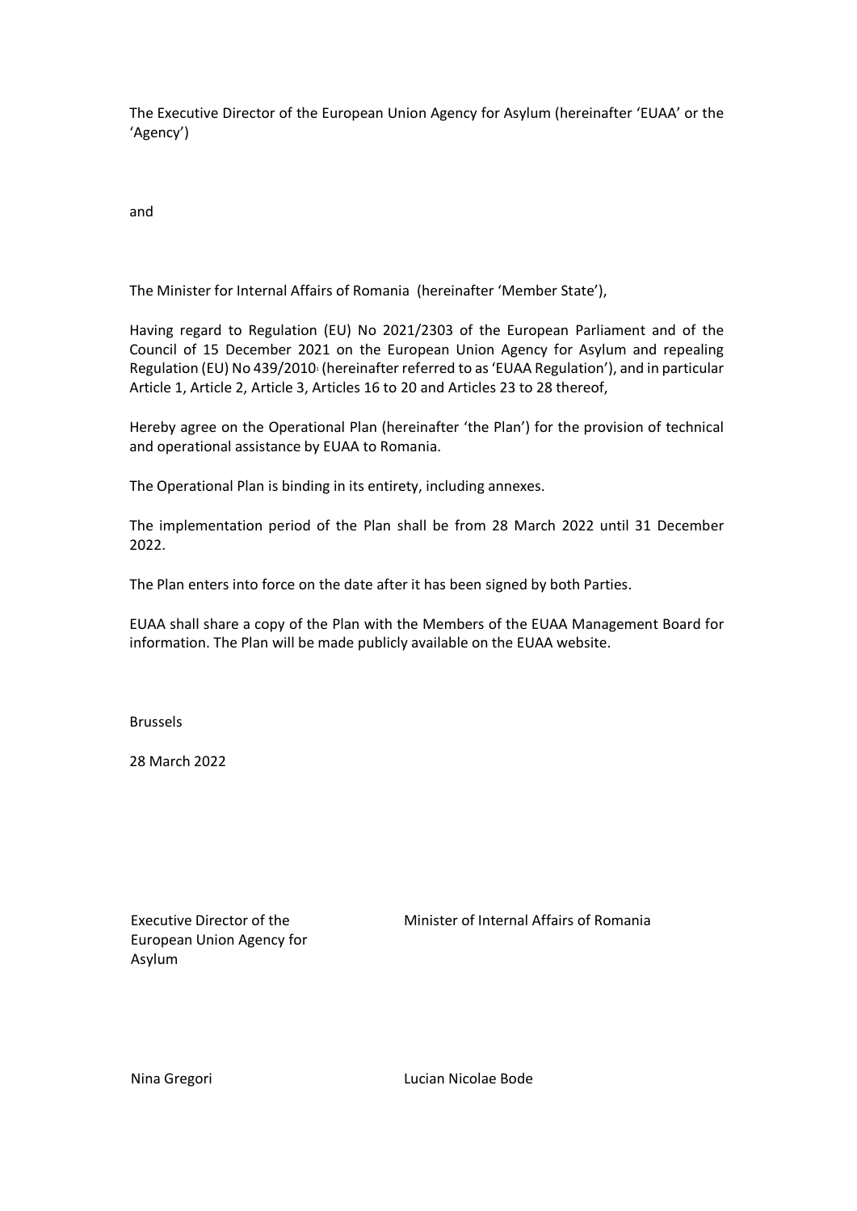The Executive Director of the European Union Agency for Asylum (hereinafter 'EUAA' or the 'Agency')

and

The Minister for Internal Affairs of Romania (hereinafter 'Member State'),

Having regard to Regulation (EU) No 2021/2303 of the European Parliament and of the Council of 15 December 2021 on the European Union Agency for Asylum and repealing Regulation (EU) No 439/2010[1] (hereinafter referred to as 'EUAA Regulation'), and in particular Article 1, Article 2, Article 3, Articles 16 to 20 and Articles 23 to 28 thereof,

Hereby agree on the Operational Plan (hereinafter 'the Plan') for the provision of technical and operational assistance by EUAA to Romania.

The Operational Plan is binding in its entirety, including annexes.

The implementation period of the Plan shall be from 28 March 2022 until 31 December 2022.

The Plan enters into force on the date after it has been signed by both Parties.

EUAA shall share a copy of the Plan with the Members of the EUAA Management Board for information. The Plan will be made publicly available on the EUAA website.

Brussels

28 March 2022

| Executive Director of the European Union Agency for Asylum | Minister of Internal Affairs of Romania |
|---|---|
| Nina Gregori | Lucian Nicolae Bode |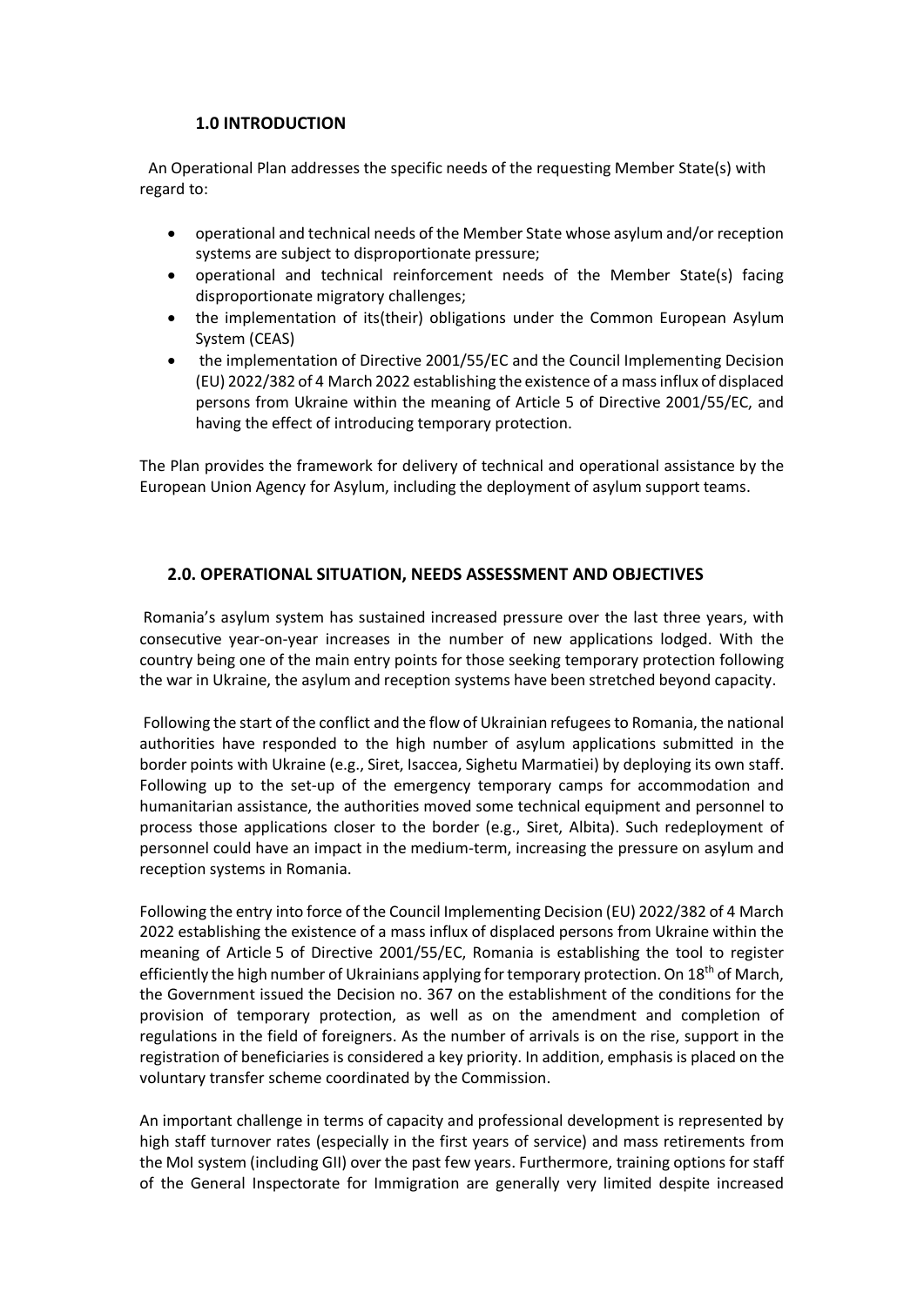## 1.0 INTRODUCTION

An Operational Plan addresses the specific needs of the requesting Member State(s) with regard to:

- operational and technical needs of the Member State whose asylum and/or reception systems are subject to disproportionate pressure;
- operational and technical reinforcement needs of the Member State(s) facing disproportionate migratory challenges;
- the implementation of its(their) obligations under the Common European Asylum System (CEAS)
- the implementation of Directive 2001/55/EC and the Council Implementing Decision (EU) 2022/382 of 4 March 2022 establishing the existence of a mass influx of displaced persons from Ukraine within the meaning of Article 5 of Directive 2001/55/EC, and having the effect of introducing temporary protection.

The Plan provides the framework for delivery of technical and operational assistance by the European Union Agency for Asylum, including the deployment of asylum support teams.

## 2.0. OPERATIONAL SITUATION, NEEDS ASSESSMENT AND OBJECTIVES

Romania's asylum system has sustained increased pressure over the last three years, with consecutive year-on-year increases in the number of new applications lodged. With the country being one of the main entry points for those seeking temporary protection following the war in Ukraine, the asylum and reception systems have been stretched beyond capacity.

Following the start of the conflict and the flow of Ukrainian refugees to Romania, the national authorities have responded to the high number of asylum applications submitted in the border points with Ukraine (e.g., Siret, Isaccea, Sighetu Marmatiei) by deploying its own staff. Following up to the set-up of the emergency temporary camps for accommodation and humanitarian assistance, the authorities moved some technical equipment and personnel to process those applications closer to the border (e.g., Siret, Albita). Such redeployment of personnel could have an impact in the medium-term, increasing the pressure on asylum and reception systems in Romania.

Following the entry into force of the Council Implementing Decision (EU) 2022/382 of 4 March 2022 establishing the existence of a mass influx of displaced persons from Ukraine within the meaning of Article 5 of Directive 2001/55/EC, Romania is establishing the tool to register efficiently the high number of Ukrainians applying for temporary protection. On 18th of March, the Government issued the Decision no. 367 on the establishment of the conditions for the provision of temporary protection, as well as on the amendment and completion of regulations in the field of foreigners. As the number of arrivals is on the rise, support in the registration of beneficiaries is considered a key priority. In addition, emphasis is placed on the voluntary transfer scheme coordinated by the Commission.

An important challenge in terms of capacity and professional development is represented by high staff turnover rates (especially in the first years of service) and mass retirements from the MoI system (including GII) over the past few years. Furthermore, training options for staff of the General Inspectorate for Immigration are generally very limited despite increased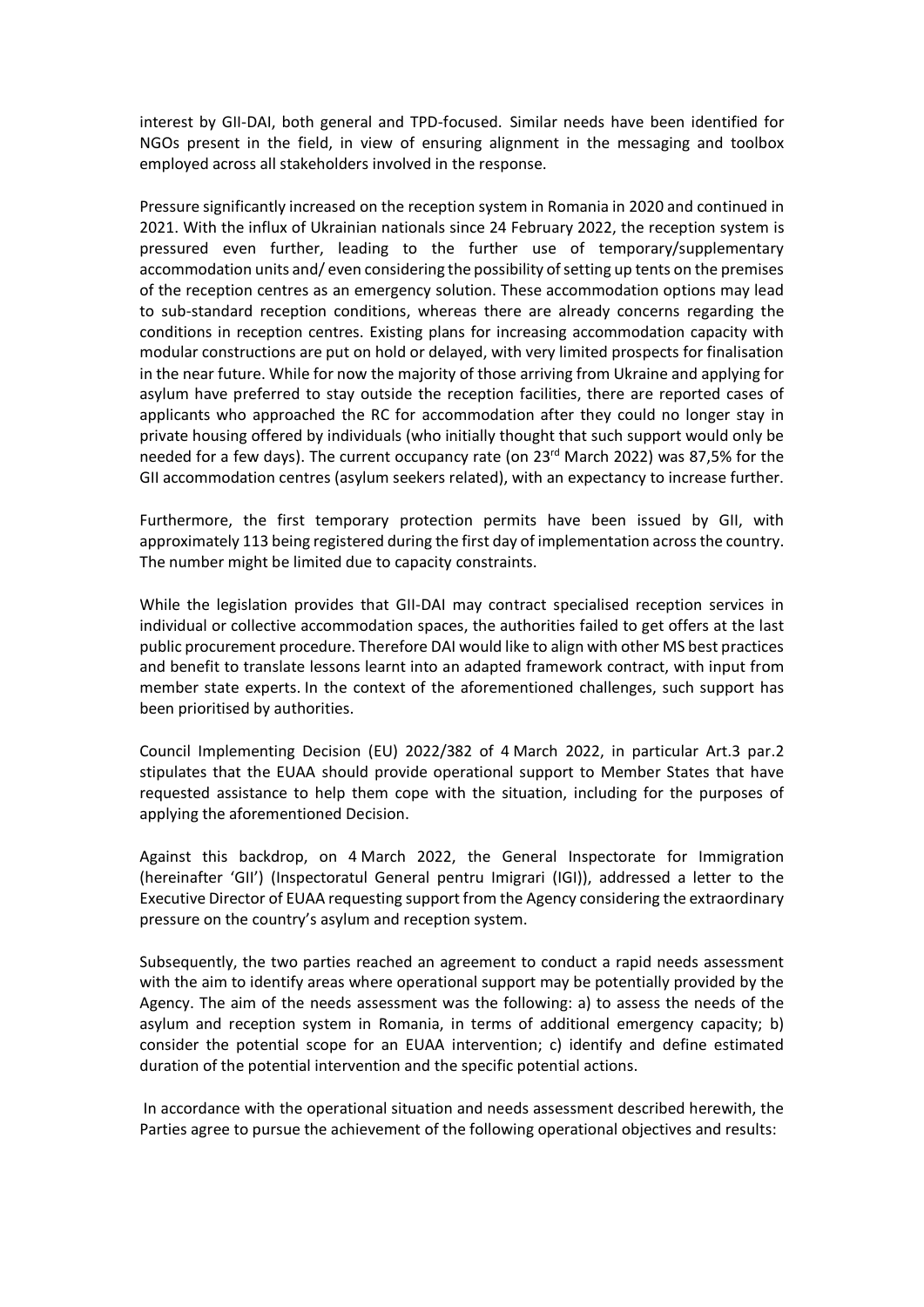interest by GII-DAI, both general and TPD-focused. Similar needs have been identified for NGOs present in the field, in view of ensuring alignment in the messaging and toolbox employed across all stakeholders involved in the response.

Pressure significantly increased on the reception system in Romania in 2020 and continued in 2021. With the influx of Ukrainian nationals since 24 February 2022, the reception system is pressured even further, leading to the further use of temporary/supplementary accommodation units and/ even considering the possibility of setting up tents on the premises of the reception centres as an emergency solution. These accommodation options may lead to sub-standard reception conditions, whereas there are already concerns regarding the conditions in reception centres. Existing plans for increasing accommodation capacity with modular constructions are put on hold or delayed, with very limited prospects for finalisation in the near future. While for now the majority of those arriving from Ukraine and applying for asylum have preferred to stay outside the reception facilities, there are reported cases of applicants who approached the RC for accommodation after they could no longer stay in private housing offered by individuals (who initially thought that such support would only be needed for a few days). The current occupancy rate (on 23rd March 2022) was 87,5% for the GII accommodation centres (asylum seekers related), with an expectancy to increase further.

Furthermore, the first temporary protection permits have been issued by GII, with approximately 113 being registered during the first day of implementation across the country. The number might be limited due to capacity constraints.

While the legislation provides that GII-DAI may contract specialised reception services in individual or collective accommodation spaces, the authorities failed to get offers at the last public procurement procedure. Therefore DAI would like to align with other MS best practices and benefit to translate lessons learnt into an adapted framework contract, with input from member state experts. In the context of the aforementioned challenges, such support has been prioritised by authorities.

Council Implementing Decision (EU) 2022/382 of 4 March 2022, in particular Art.3 par.2 stipulates that the EUAA should provide operational support to Member States that have requested assistance to help them cope with the situation, including for the purposes of applying the aforementioned Decision.

Against this backdrop, on 4 March 2022, the General Inspectorate for Immigration (hereinafter 'GII') (Inspectoratul General pentru Imigrari (IGI)), addressed a letter to the Executive Director of EUAA requesting support from the Agency considering the extraordinary pressure on the country's asylum and reception system.

Subsequently, the two parties reached an agreement to conduct a rapid needs assessment with the aim to identify areas where operational support may be potentially provided by the Agency. The aim of the needs assessment was the following: a) to assess the needs of the asylum and reception system in Romania, in terms of additional emergency capacity; b) consider the potential scope for an EUAA intervention; c) identify and define estimated duration of the potential intervention and the specific potential actions.

In accordance with the operational situation and needs assessment described herewith, the Parties agree to pursue the achievement of the following operational objectives and results: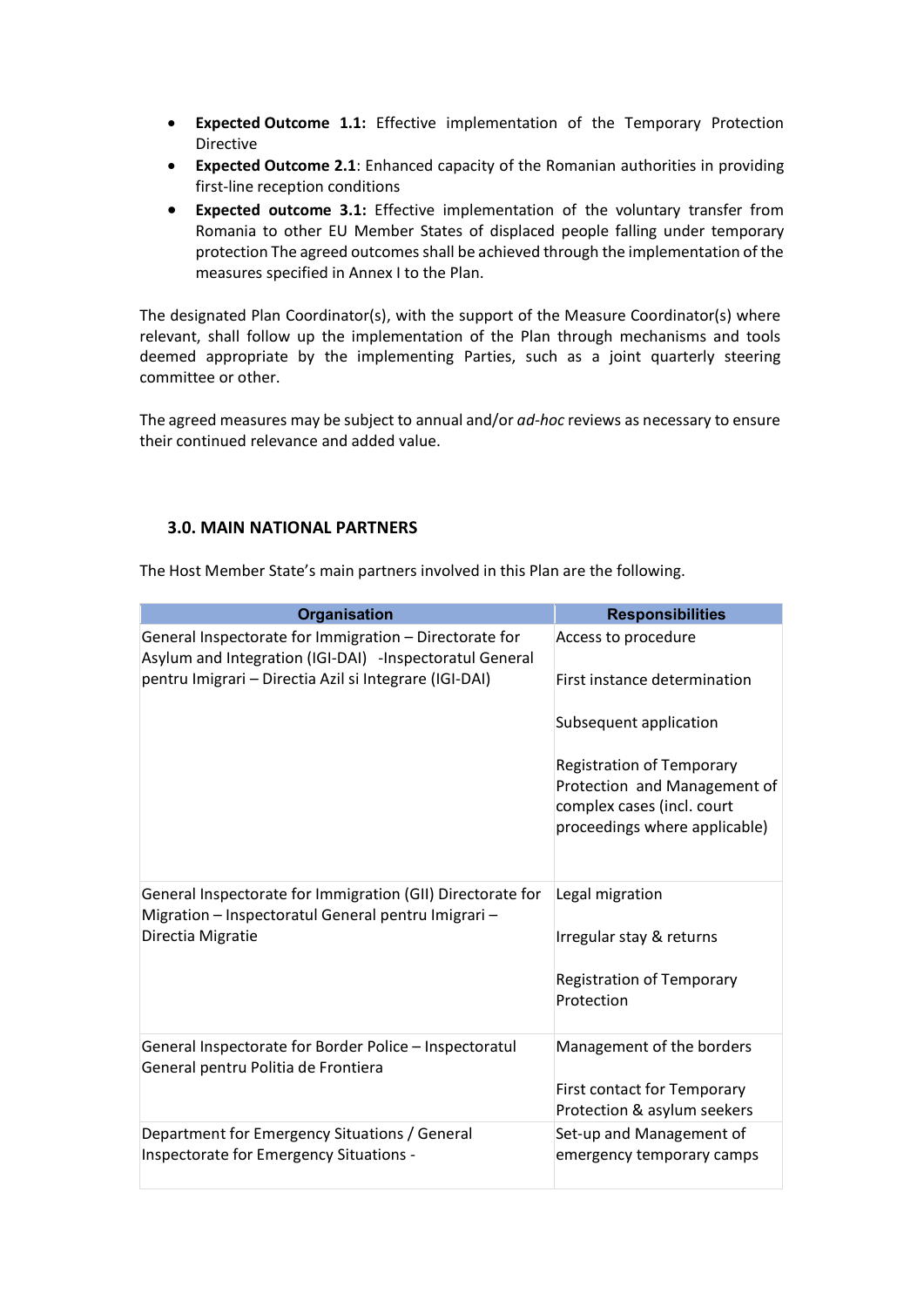- **Expected Outcome 1.1:** Effective implementation of the Temporary Protection Directive
- **Expected Outcome 2.1**: Enhanced capacity of the Romanian authorities in providing first-line reception conditions
- **Expected outcome 3.1:** Effective implementation of the voluntary transfer from Romania to other EU Member States of displaced people falling under temporary protection The agreed outcomes shall be achieved through the implementation of the measures specified in Annex I to the Plan.

The designated Plan Coordinator(s), with the support of the Measure Coordinator(s) where relevant, shall follow up the implementation of the Plan through mechanisms and tools deemed appropriate by the implementing Parties, such as a joint quarterly steering committee or other.

The agreed measures may be subject to annual and/or *ad-hoc* reviews as necessary to ensure their continued relevance and added value.

## 3.0. MAIN NATIONAL PARTNERS

The Host Member State's main partners involved in this Plan are the following.

| Organisation | Responsibilities |
|---|---|
| General Inspectorate for Immigration – Directorate for Asylum and Integration (IGI-DAI) -Inspectoratul General pentru Imigrari – Directia Azil si Integrare (IGI-DAI) | Access to procedure<br><br>First instance determination<br><br>Subsequent application<br><br>Registration of Temporary Protection and Management of complex cases (incl. court proceedings where applicable) |
| General Inspectorate for Immigration (GII) Directorate for Migration – Inspectoratul General pentru Imigrari – Directia Migratie | Legal migration<br><br>Irregular stay & returns<br><br>Registration of Temporary Protection |
| General Inspectorate for Border Police – Inspectoratul General pentru Politia de Frontiera | Management of the borders<br><br>First contact for Temporary Protection & asylum seekers |
| Department for Emergency Situations / General Inspectorate for Emergency Situations - | Set-up and Management of emergency temporary camps |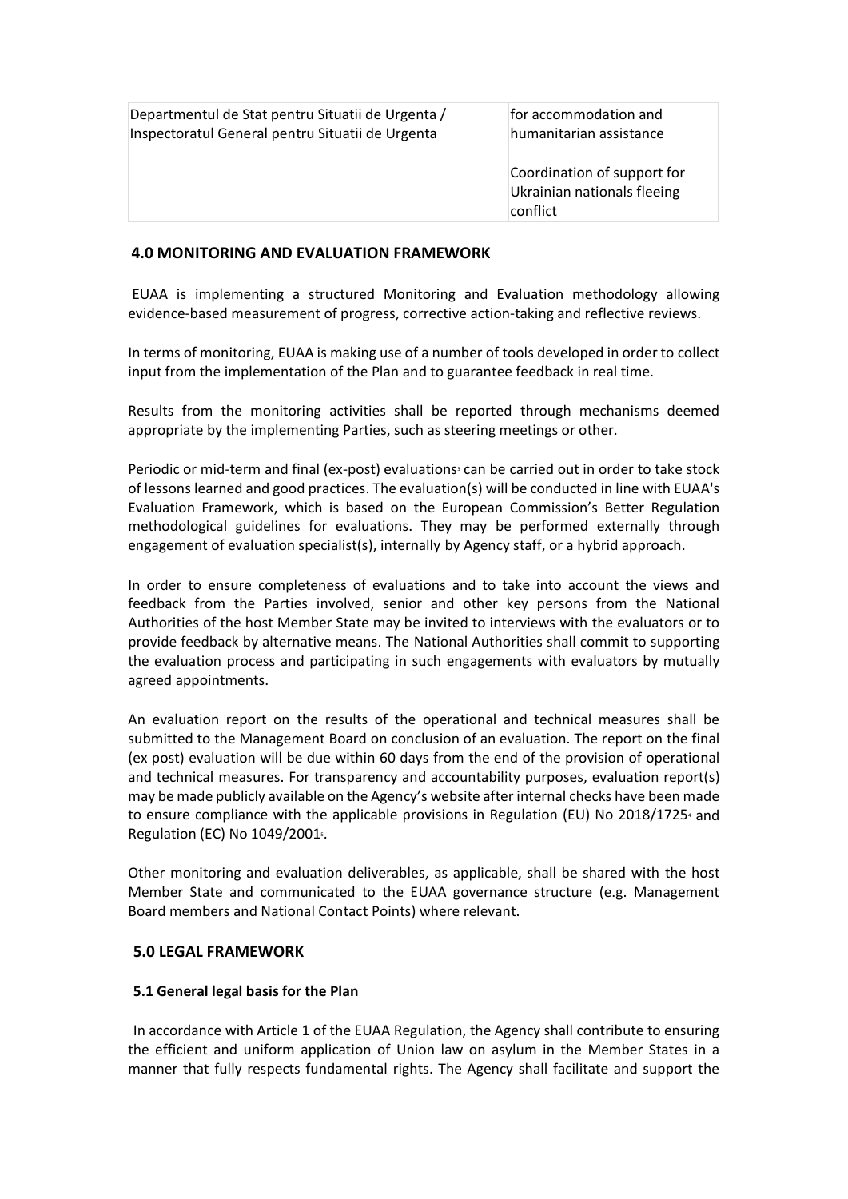| | |
|---|---|
| Departmentul de Stat pentru Situatii de Urgenta / Inspectoratul General pentru Situatii de Urgenta | for accommodation and humanitarian assistance<br><br>Coordination of support for Ukrainian nationals fleeing conflict |

## 4.0 MONITORING AND EVALUATION FRAMEWORK

EUAA is implementing a structured Monitoring and Evaluation methodology allowing evidence-based measurement of progress, corrective action-taking and reflective reviews.

In terms of monitoring, EUAA is making use of a number of tools developed in order to collect input from the implementation of the Plan and to guarantee feedback in real time.

Results from the monitoring activities shall be reported through mechanisms deemed appropriate by the implementing Parties, such as steering meetings or other.

Periodic or mid-term and final (ex-post) evaluations[3] can be carried out in order to take stock of lessons learned and good practices. The evaluation(s) will be conducted in line with EUAA's Evaluation Framework, which is based on the European Commission's Better Regulation methodological guidelines for evaluations. They may be performed externally through engagement of evaluation specialist(s), internally by Agency staff, or a hybrid approach.

In order to ensure completeness of evaluations and to take into account the views and feedback from the Parties involved, senior and other key persons from the National Authorities of the host Member State may be invited to interviews with the evaluators or to provide feedback by alternative means. The National Authorities shall commit to supporting the evaluation process and participating in such engagements with evaluators by mutually agreed appointments.

An evaluation report on the results of the operational and technical measures shall be submitted to the Management Board on conclusion of an evaluation. The report on the final (ex post) evaluation will be due within 60 days from the end of the provision of operational and technical measures. For transparency and accountability purposes, evaluation report(s) may be made publicly available on the Agency's website after internal checks have been made to ensure compliance with the applicable provisions in Regulation (EU) No 2018/1725[4] and Regulation (EC) No 1049/2001[5].

Other monitoring and evaluation deliverables, as applicable, shall be shared with the host Member State and communicated to the EUAA governance structure (e.g. Management Board members and National Contact Points) where relevant.

## 5.0 LEGAL FRAMEWORK

### 5.1 General legal basis for the Plan

In accordance with Article 1 of the EUAA Regulation, the Agency shall contribute to ensuring the efficient and uniform application of Union law on asylum in the Member States in a manner that fully respects fundamental rights. The Agency shall facilitate and support the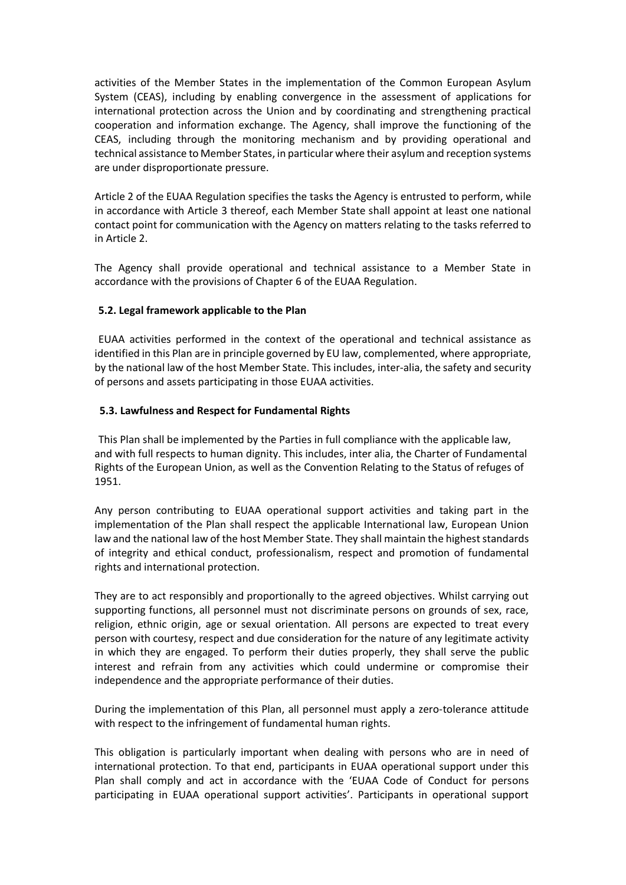activities of the Member States in the implementation of the Common European Asylum System (CEAS), including by enabling convergence in the assessment of applications for international protection across the Union and by coordinating and strengthening practical cooperation and information exchange. The Agency, shall improve the functioning of the CEAS, including through the monitoring mechanism and by providing operational and technical assistance to Member States, in particular where their asylum and reception systems are under disproportionate pressure.

Article 2 of the EUAA Regulation specifies the tasks the Agency is entrusted to perform, while in accordance with Article 3 thereof, each Member State shall appoint at least one national contact point for communication with the Agency on matters relating to the tasks referred to in Article 2.

The Agency shall provide operational and technical assistance to a Member State in accordance with the provisions of Chapter 6 of the EUAA Regulation.

### 5.2. Legal framework applicable to the Plan

EUAA activities performed in the context of the operational and technical assistance as identified in this Plan are in principle governed by EU law, complemented, where appropriate, by the national law of the host Member State. This includes, inter-alia, the safety and security of persons and assets participating in those EUAA activities.

### 5.3. Lawfulness and Respect for Fundamental Rights

This Plan shall be implemented by the Parties in full compliance with the applicable law, and with full respects to human dignity. This includes, inter alia, the Charter of Fundamental Rights of the European Union, as well as the Convention Relating to the Status of refuges of 1951.

Any person contributing to EUAA operational support activities and taking part in the implementation of the Plan shall respect the applicable International law, European Union law and the national law of the host Member State. They shall maintain the highest standards of integrity and ethical conduct, professionalism, respect and promotion of fundamental rights and international protection.

They are to act responsibly and proportionally to the agreed objectives. Whilst carrying out supporting functions, all personnel must not discriminate persons on grounds of sex, race, religion, ethnic origin, age or sexual orientation. All persons are expected to treat every person with courtesy, respect and due consideration for the nature of any legitimate activity in which they are engaged. To perform their duties properly, they shall serve the public interest and refrain from any activities which could undermine or compromise their independence and the appropriate performance of their duties.

During the implementation of this Plan, all personnel must apply a zero-tolerance attitude with respect to the infringement of fundamental human rights.

This obligation is particularly important when dealing with persons who are in need of international protection. To that end, participants in EUAA operational support under this Plan shall comply and act in accordance with the 'EUAA Code of Conduct for persons participating in EUAA operational support activities'. Participants in operational support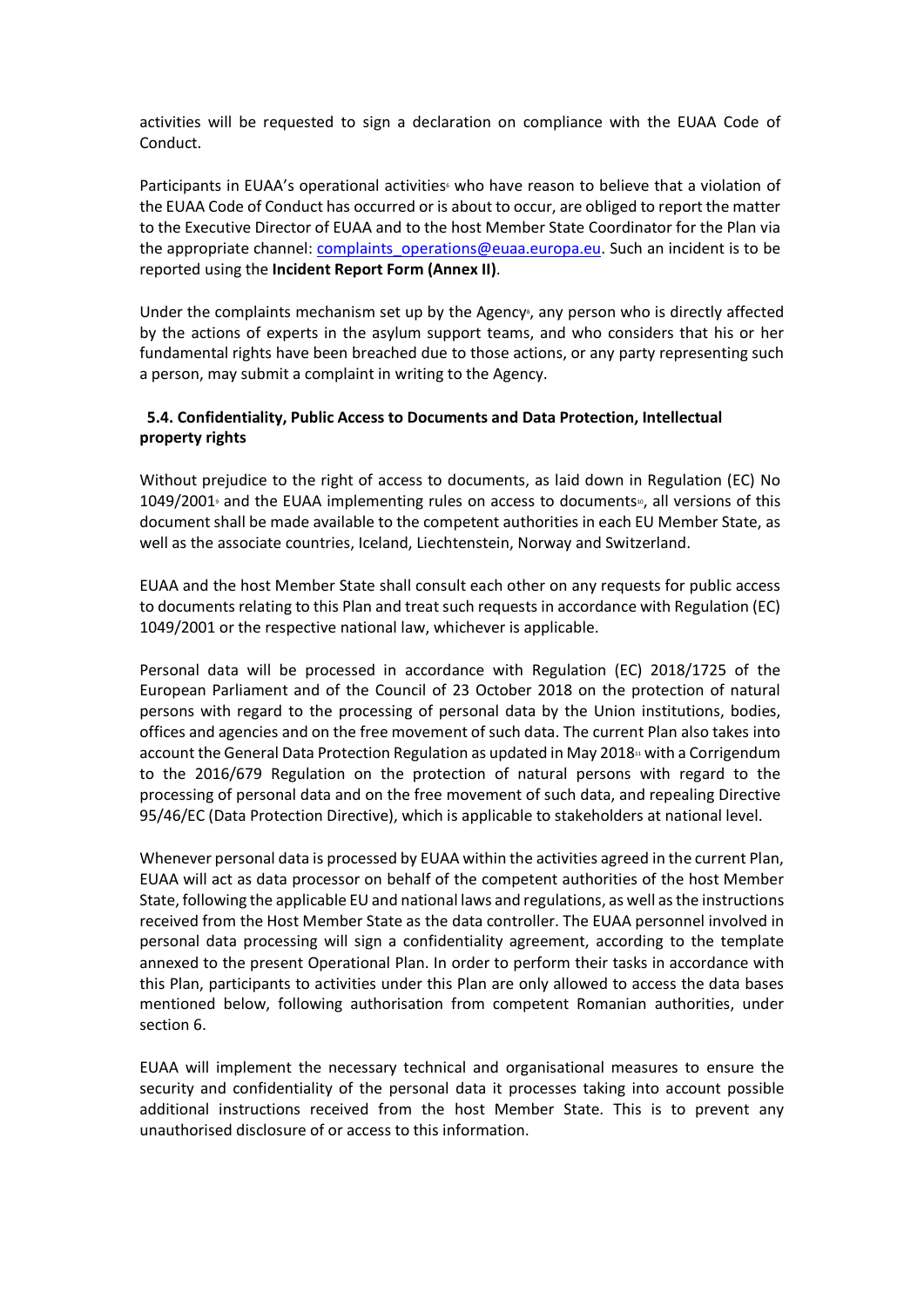activities will be requested to sign a declaration on compliance with the EUAA Code of Conduct.

Participants in EUAA's operational activities[6] who have reason to believe that a violation of the EUAA Code of Conduct has occurred or is about to occur, are obliged to report the matter to the Executive Director of EUAA and to the host Member State Coordinator for the Plan via the appropriate channel: [complaints_operations@euaa.europa.eu](mailto:complaints_operations@euaa.europa.eu). Such an incident is to be reported using the **Incident Report Form (Annex II)**.

Under the complaints mechanism set up by the Agency[8], any person who is directly affected by the actions of experts in the asylum support teams, and who considers that his or her fundamental rights have been breached due to those actions, or any party representing such a person, may submit a complaint in writing to the Agency.

### 5.4. Confidentiality, Public Access to Documents and Data Protection, Intellectual property rights

Without prejudice to the right of access to documents, as laid down in Regulation (EC) No 1049/2001[9] and the EUAA implementing rules on access to documents[10], all versions of this document shall be made available to the competent authorities in each EU Member State, as well as the associate countries, Iceland, Liechtenstein, Norway and Switzerland.

EUAA and the host Member State shall consult each other on any requests for public access to documents relating to this Plan and treat such requests in accordance with Regulation (EC) 1049/2001 or the respective national law, whichever is applicable.

Personal data will be processed in accordance with Regulation (EC) 2018/1725 of the European Parliament and of the Council of 23 October 2018 on the protection of natural persons with regard to the processing of personal data by the Union institutions, bodies, offices and agencies and on the free movement of such data. The current Plan also takes into account the General Data Protection Regulation as updated in May 2018[11] with a Corrigendum to the 2016/679 Regulation on the protection of natural persons with regard to the processing of personal data and on the free movement of such data, and repealing Directive 95/46/EC (Data Protection Directive), which is applicable to stakeholders at national level.

Whenever personal data is processed by EUAA within the activities agreed in the current Plan, EUAA will act as data processor on behalf of the competent authorities of the host Member State, following the applicable EU and national laws and regulations, as well as the instructions received from the Host Member State as the data controller. The EUAA personnel involved in personal data processing will sign a confidentiality agreement, according to the template annexed to the present Operational Plan. In order to perform their tasks in accordance with this Plan, participants to activities under this Plan are only allowed to access the data bases mentioned below, following authorisation from competent Romanian authorities, under section 6.

EUAA will implement the necessary technical and organisational measures to ensure the security and confidentiality of the personal data it processes taking into account possible additional instructions received from the host Member State. This is to prevent any unauthorised disclosure of or access to this information.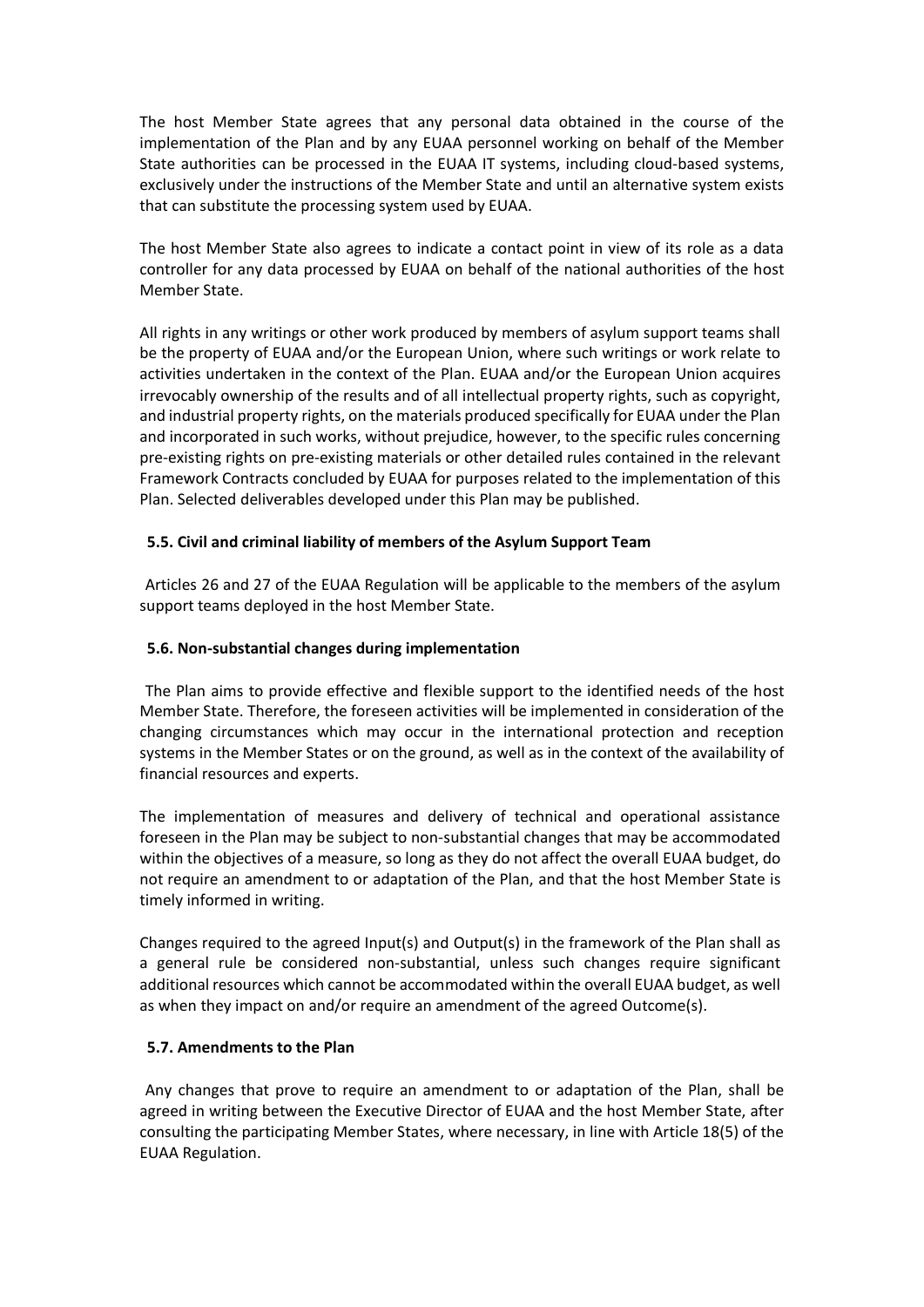The host Member State agrees that any personal data obtained in the course of the implementation of the Plan and by any EUAA personnel working on behalf of the Member State authorities can be processed in the EUAA IT systems, including cloud-based systems, exclusively under the instructions of the Member State and until an alternative system exists that can substitute the processing system used by EUAA.

The host Member State also agrees to indicate a contact point in view of its role as a data controller for any data processed by EUAA on behalf of the national authorities of the host Member State.

All rights in any writings or other work produced by members of asylum support teams shall be the property of EUAA and/or the European Union, where such writings or work relate to activities undertaken in the context of the Plan. EUAA and/or the European Union acquires irrevocably ownership of the results and of all intellectual property rights, such as copyright, and industrial property rights, on the materials produced specifically for EUAA under the Plan and incorporated in such works, without prejudice, however, to the specific rules concerning pre-existing rights on pre-existing materials or other detailed rules contained in the relevant Framework Contracts concluded by EUAA for purposes related to the implementation of this Plan. Selected deliverables developed under this Plan may be published.

### 5.5. Civil and criminal liability of members of the Asylum Support Team

Articles 26 and 27 of the EUAA Regulation will be applicable to the members of the asylum support teams deployed in the host Member State.

### 5.6. Non-substantial changes during implementation

The Plan aims to provide effective and flexible support to the identified needs of the host Member State. Therefore, the foreseen activities will be implemented in consideration of the changing circumstances which may occur in the international protection and reception systems in the Member States or on the ground, as well as in the context of the availability of financial resources and experts.

The implementation of measures and delivery of technical and operational assistance foreseen in the Plan may be subject to non-substantial changes that may be accommodated within the objectives of a measure, so long as they do not affect the overall EUAA budget, do not require an amendment to or adaptation of the Plan, and that the host Member State is timely informed in writing.

Changes required to the agreed Input(s) and Output(s) in the framework of the Plan shall as a general rule be considered non-substantial, unless such changes require significant additional resources which cannot be accommodated within the overall EUAA budget, as well as when they impact on and/or require an amendment of the agreed Outcome(s).

### 5.7. Amendments to the Plan

Any changes that prove to require an amendment to or adaptation of the Plan, shall be agreed in writing between the Executive Director of EUAA and the host Member State, after consulting the participating Member States, where necessary, in line with Article 18(5) of the EUAA Regulation.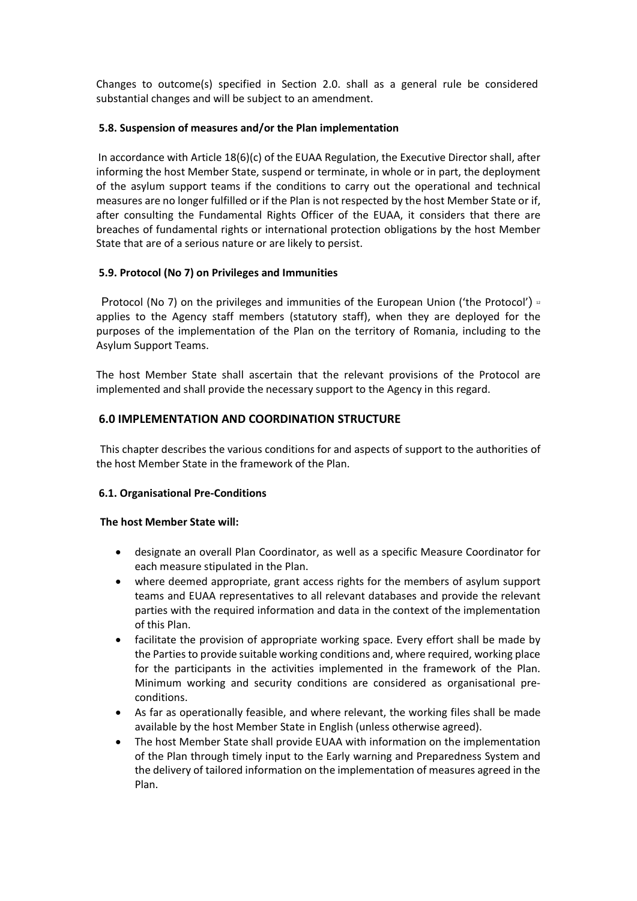Changes to outcome(s) specified in Section 2.0. shall as a general rule be considered substantial changes and will be subject to an amendment.

### 5.8. Suspension of measures and/or the Plan implementation

In accordance with Article 18(6)(c) of the EUAA Regulation, the Executive Director shall, after informing the host Member State, suspend or terminate, in whole or in part, the deployment of the asylum support teams if the conditions to carry out the operational and technical measures are no longer fulfilled or if the Plan is not respected by the host Member State or if, after consulting the Fundamental Rights Officer of the EUAA, it considers that there are breaches of fundamental rights or international protection obligations by the host Member State that are of a serious nature or are likely to persist.

### 5.9. Protocol (No 7) on Privileges and Immunities

Protocol (No 7) on the privileges and immunities of the European Union ('the Protocol') [12] applies to the Agency staff members (statutory staff), when they are deployed for the purposes of the implementation of the Plan on the territory of Romania, including to the Asylum Support Teams.

The host Member State shall ascertain that the relevant provisions of the Protocol are implemented and shall provide the necessary support to the Agency in this regard.

## 6.0 IMPLEMENTATION AND COORDINATION STRUCTURE

This chapter describes the various conditions for and aspects of support to the authorities of the host Member State in the framework of the Plan.

### 6.1. Organisational Pre-Conditions

**The host Member State will:**

- designate an overall Plan Coordinator, as well as a specific Measure Coordinator for each measure stipulated in the Plan.
- where deemed appropriate, grant access rights for the members of asylum support teams and EUAA representatives to all relevant databases and provide the relevant parties with the required information and data in the context of the implementation of this Plan.
- facilitate the provision of appropriate working space. Every effort shall be made by the Parties to provide suitable working conditions and, where required, working place for the participants in the activities implemented in the framework of the Plan. Minimum working and security conditions are considered as organisational pre-conditions.
- As far as operationally feasible, and where relevant, the working files shall be made available by the host Member State in English (unless otherwise agreed).
- The host Member State shall provide EUAA with information on the implementation of the Plan through timely input to the Early warning and Preparedness System and the delivery of tailored information on the implementation of measures agreed in the Plan.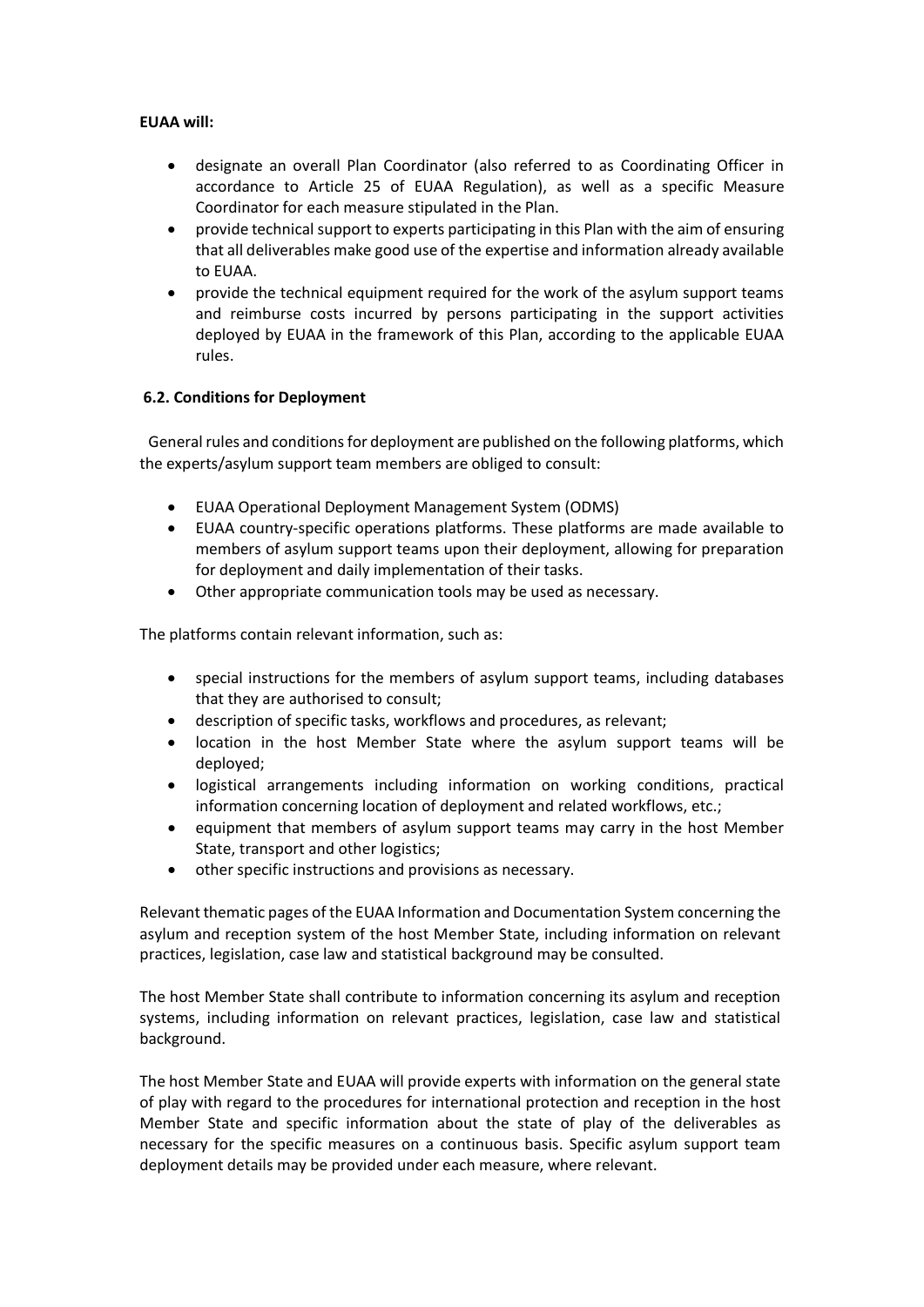**EUAA will:**

- designate an overall Plan Coordinator (also referred to as Coordinating Officer in accordance to Article 25 of EUAA Regulation), as well as a specific Measure Coordinator for each measure stipulated in the Plan.
- provide technical support to experts participating in this Plan with the aim of ensuring that all deliverables make good use of the expertise and information already available to EUAA.
- provide the technical equipment required for the work of the asylum support teams and reimburse costs incurred by persons participating in the support activities deployed by EUAA in the framework of this Plan, according to the applicable EUAA rules.

### 6.2. Conditions for Deployment

General rules and conditions for deployment are published on the following platforms, which the experts/asylum support team members are obliged to consult:

- EUAA Operational Deployment Management System (ODMS)
- EUAA country-specific operations platforms. These platforms are made available to members of asylum support teams upon their deployment, allowing for preparation for deployment and daily implementation of their tasks.
- Other appropriate communication tools may be used as necessary.

The platforms contain relevant information, such as:

- special instructions for the members of asylum support teams, including databases that they are authorised to consult;
- description of specific tasks, workflows and procedures, as relevant;
- location in the host Member State where the asylum support teams will be deployed;
- logistical arrangements including information on working conditions, practical information concerning location of deployment and related workflows, etc.;
- equipment that members of asylum support teams may carry in the host Member State, transport and other logistics;
- other specific instructions and provisions as necessary.

Relevant thematic pages of the EUAA Information and Documentation System concerning the asylum and reception system of the host Member State, including information on relevant practices, legislation, case law and statistical background may be consulted.

The host Member State shall contribute to information concerning its asylum and reception systems, including information on relevant practices, legislation, case law and statistical background.

The host Member State and EUAA will provide experts with information on the general state of play with regard to the procedures for international protection and reception in the host Member State and specific information about the state of play of the deliverables as necessary for the specific measures on a continuous basis. Specific asylum support team deployment details may be provided under each measure, where relevant.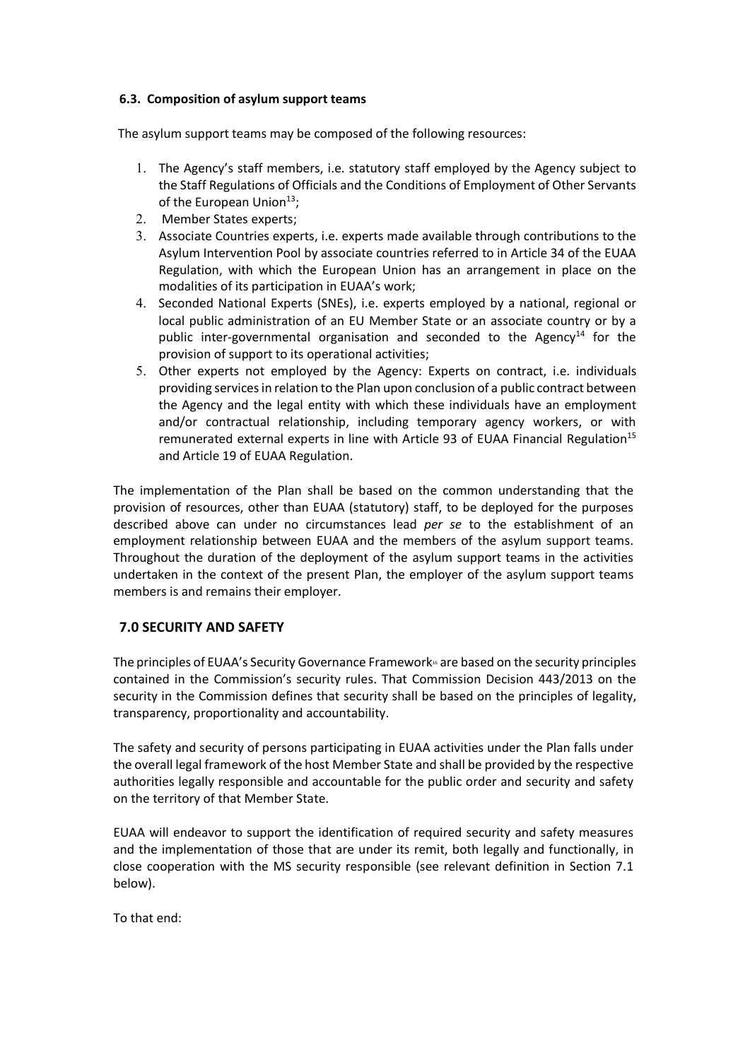### 6.3. Composition of asylum support teams

The asylum support teams may be composed of the following resources:

1. The Agency's staff members, i.e. statutory staff employed by the Agency subject to the Staff Regulations of Officials and the Conditions of Employment of Other Servants of the European Union[13];
2. Member States experts;
3. Associate Countries experts, i.e. experts made available through contributions to the Asylum Intervention Pool by associate countries referred to in Article 34 of the EUAA Regulation, with which the European Union has an arrangement in place on the modalities of its participation in EUAA's work;
4. Seconded National Experts (SNEs), i.e. experts employed by a national, regional or local public administration of an EU Member State or an associate country or by a public inter-governmental organisation and seconded to the Agency[14] for the provision of support to its operational activities;
5. Other experts not employed by the Agency: Experts on contract, i.e. individuals providing services in relation to the Plan upon conclusion of a public contract between the Agency and the legal entity with which these individuals have an employment and/or contractual relationship, including temporary agency workers, or with remunerated external experts in line with Article 93 of EUAA Financial Regulation[15] and Article 19 of EUAA Regulation.

The implementation of the Plan shall be based on the common understanding that the provision of resources, other than EUAA (statutory) staff, to be deployed for the purposes described above can under no circumstances lead *per se* to the establishment of an employment relationship between EUAA and the members of the asylum support teams. Throughout the duration of the deployment of the asylum support teams in the activities undertaken in the context of the present Plan, the employer of the asylum support teams members is and remains their employer.

## 7.0 SECURITY AND SAFETY

The principles of EUAA's Security Governance Framework[16] are based on the security principles contained in the Commission's security rules. That Commission Decision 443/2013 on the security in the Commission defines that security shall be based on the principles of legality, transparency, proportionality and accountability.

The safety and security of persons participating in EUAA activities under the Plan falls under the overall legal framework of the host Member State and shall be provided by the respective authorities legally responsible and accountable for the public order and security and safety on the territory of that Member State.

EUAA will endeavor to support the identification of required security and safety measures and the implementation of those that are under its remit, both legally and functionally, in close cooperation with the MS security responsible (see relevant definition in Section 7.1 below).

To that end: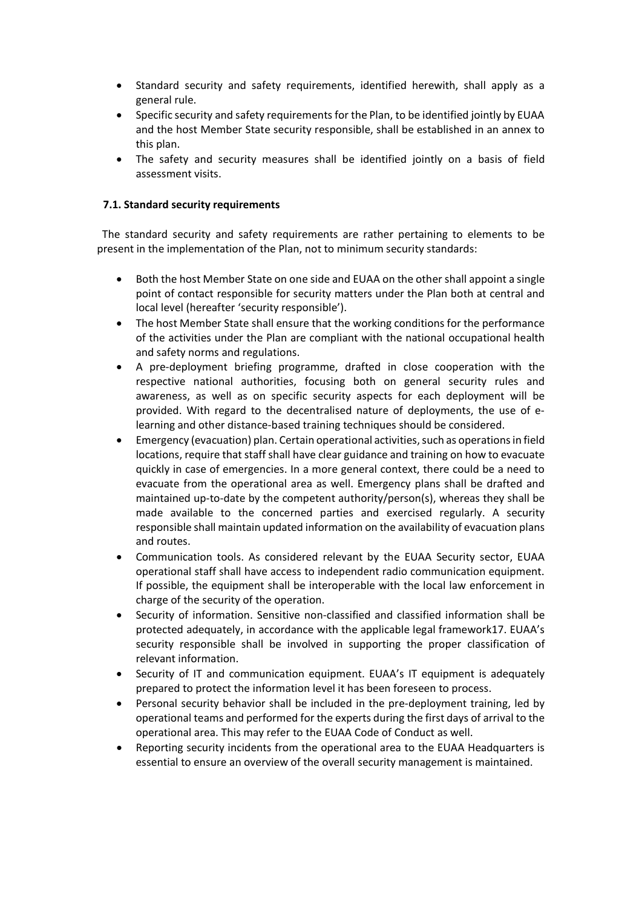- Standard security and safety requirements, identified herewith, shall apply as a general rule.
- Specific security and safety requirements for the Plan, to be identified jointly by EUAA and the host Member State security responsible, shall be established in an annex to this plan.
- The safety and security measures shall be identified jointly on a basis of field assessment visits.

### 7.1. Standard security requirements

The standard security and safety requirements are rather pertaining to elements to be present in the implementation of the Plan, not to minimum security standards:

- Both the host Member State on one side and EUAA on the other shall appoint a single point of contact responsible for security matters under the Plan both at central and local level (hereafter 'security responsible').
- The host Member State shall ensure that the working conditions for the performance of the activities under the Plan are compliant with the national occupational health and safety norms and regulations.
- A pre-deployment briefing programme, drafted in close cooperation with the respective national authorities, focusing both on general security rules and awareness, as well as on specific security aspects for each deployment will be provided. With regard to the decentralised nature of deployments, the use of e-learning and other distance-based training techniques should be considered.
- Emergency (evacuation) plan. Certain operational activities, such as operations in field locations, require that staff shall have clear guidance and training on how to evacuate quickly in case of emergencies. In a more general context, there could be a need to evacuate from the operational area as well. Emergency plans shall be drafted and maintained up-to-date by the competent authority/person(s), whereas they shall be made available to the concerned parties and exercised regularly. A security responsible shall maintain updated information on the availability of evacuation plans and routes.
- Communication tools. As considered relevant by the EUAA Security sector, EUAA operational staff shall have access to independent radio communication equipment. If possible, the equipment shall be interoperable with the local law enforcement in charge of the security of the operation.
- Security of information. Sensitive non-classified and classified information shall be protected adequately, in accordance with the applicable legal framework[17]. EUAA's security responsible shall be involved in supporting the proper classification of relevant information.
- Security of IT and communication equipment. EUAA's IT equipment is adequately prepared to protect the information level it has been foreseen to process.
- Personal security behavior shall be included in the pre-deployment training, led by operational teams and performed for the experts during the first days of arrival to the operational area. This may refer to the EUAA Code of Conduct as well.
- Reporting security incidents from the operational area to the EUAA Headquarters is essential to ensure an overview of the overall security management is maintained.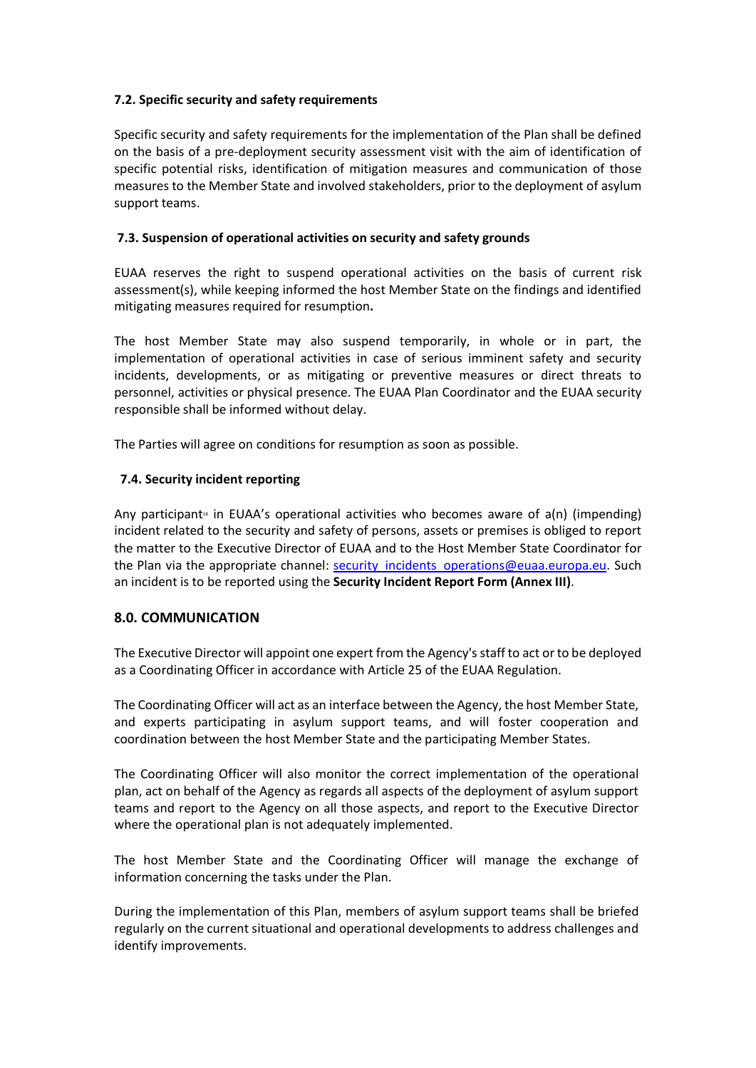### 7.2. Specific security and safety requirements

Specific security and safety requirements for the implementation of the Plan shall be defined on the basis of a pre-deployment security assessment visit with the aim of identification of specific potential risks, identification of mitigation measures and communication of those measures to the Member State and involved stakeholders, prior to the deployment of asylum support teams.

### 7.3. Suspension of operational activities on security and safety grounds

EUAA reserves the right to suspend operational activities on the basis of current risk assessment(s), while keeping informed the host Member State on the findings and identified mitigating measures required for resumption**.**

The host Member State may also suspend temporarily, in whole or in part, the implementation of operational activities in case of serious imminent safety and security incidents, developments, or as mitigating or preventive measures or direct threats to personnel, activities or physical presence. The EUAA Plan Coordinator and the EUAA security responsible shall be informed without delay.

The Parties will agree on conditions for resumption as soon as possible.

### 7.4. Security incident reporting

Any participant[18] in EUAA's operational activities who becomes aware of a(n) (impending) incident related to the security and safety of persons, assets or premises is obliged to report the matter to the Executive Director of EUAA and to the Host Member State Coordinator for the Plan via the appropriate channel: security_incidents_operations@euaa.europa.eu. Such an incident is to be reported using the **Security Incident Report Form (Annex III)**.

## 8.0. COMMUNICATION

The Executive Director will appoint one expert from the Agency's staff to act or to be deployed as a Coordinating Officer in accordance with Article 25 of the EUAA Regulation.

The Coordinating Officer will act as an interface between the Agency, the host Member State, and experts participating in asylum support teams, and will foster cooperation and coordination between the host Member State and the participating Member States.

The Coordinating Officer will also monitor the correct implementation of the operational plan, act on behalf of the Agency as regards all aspects of the deployment of asylum support teams and report to the Agency on all those aspects, and report to the Executive Director where the operational plan is not adequately implemented.

The host Member State and the Coordinating Officer will manage the exchange of information concerning the tasks under the Plan.

During the implementation of this Plan, members of asylum support teams shall be briefed regularly on the current situational and operational developments to address challenges and identify improvements.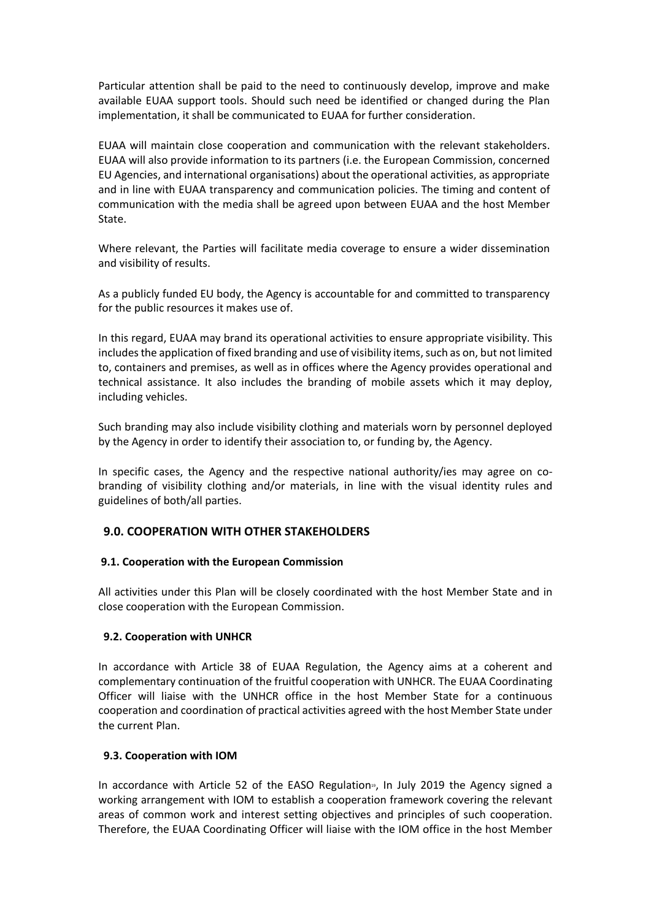Particular attention shall be paid to the need to continuously develop, improve and make available EUAA support tools. Should such need be identified or changed during the Plan implementation, it shall be communicated to EUAA for further consideration.

EUAA will maintain close cooperation and communication with the relevant stakeholders. EUAA will also provide information to its partners (i.e. the European Commission, concerned EU Agencies, and international organisations) about the operational activities, as appropriate and in line with EUAA transparency and communication policies. The timing and content of communication with the media shall be agreed upon between EUAA and the host Member State.

Where relevant, the Parties will facilitate media coverage to ensure a wider dissemination and visibility of results.

As a publicly funded EU body, the Agency is accountable for and committed to transparency for the public resources it makes use of.

In this regard, EUAA may brand its operational activities to ensure appropriate visibility. This includes the application of fixed branding and use of visibility items, such as on, but not limited to, containers and premises, as well as in offices where the Agency provides operational and technical assistance. It also includes the branding of mobile assets which it may deploy, including vehicles.

Such branding may also include visibility clothing and materials worn by personnel deployed by the Agency in order to identify their association to, or funding by, the Agency.

In specific cases, the Agency and the respective national authority/ies may agree on co-branding of visibility clothing and/or materials, in line with the visual identity rules and guidelines of both/all parties.

## 9.0. COOPERATION WITH OTHER STAKEHOLDERS

### 9.1. Cooperation with the European Commission

All activities under this Plan will be closely coordinated with the host Member State and in close cooperation with the European Commission.

### 9.2. Cooperation with UNHCR

In accordance with Article 38 of EUAA Regulation, the Agency aims at a coherent and complementary continuation of the fruitful cooperation with UNHCR. The EUAA Coordinating Officer will liaise with the UNHCR office in the host Member State for a continuous cooperation and coordination of practical activities agreed with the host Member State under the current Plan.

### 9.3. Cooperation with IOM

In accordance with Article 52 of the EASO Regulation[19], In July 2019 the Agency signed a working arrangement with IOM to establish a cooperation framework covering the relevant areas of common work and interest setting objectives and principles of such cooperation. Therefore, the EUAA Coordinating Officer will liaise with the IOM office in the host Member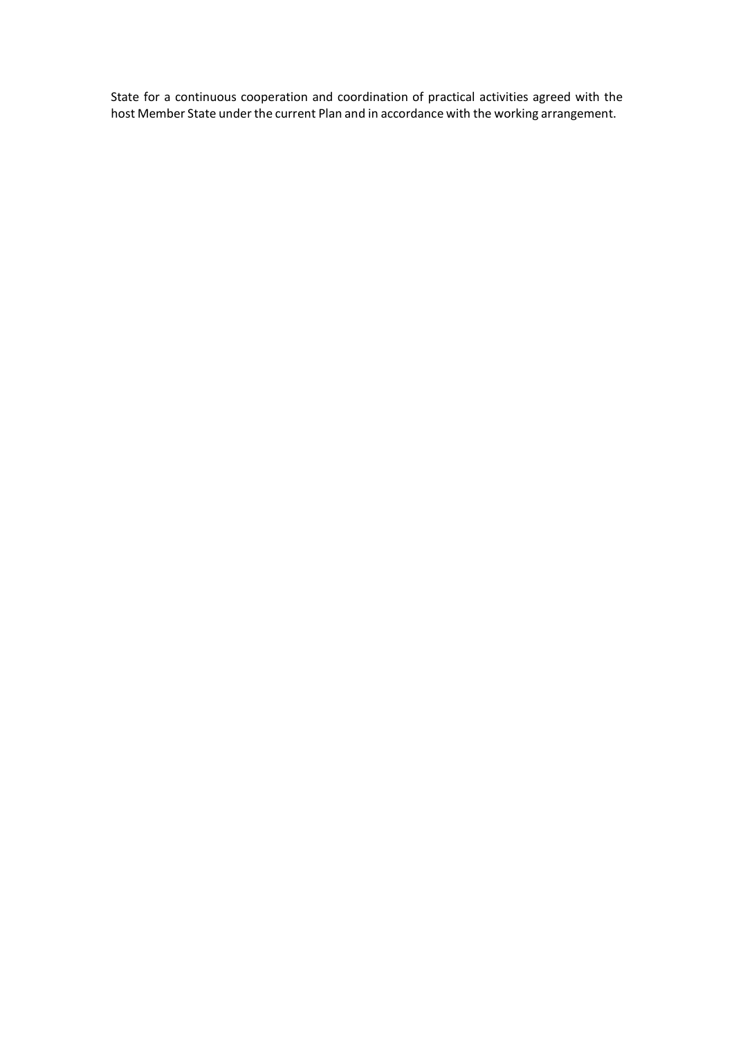State for a continuous cooperation and coordination of practical activities agreed with the host Member State under the current Plan and in accordance with the working arrangement.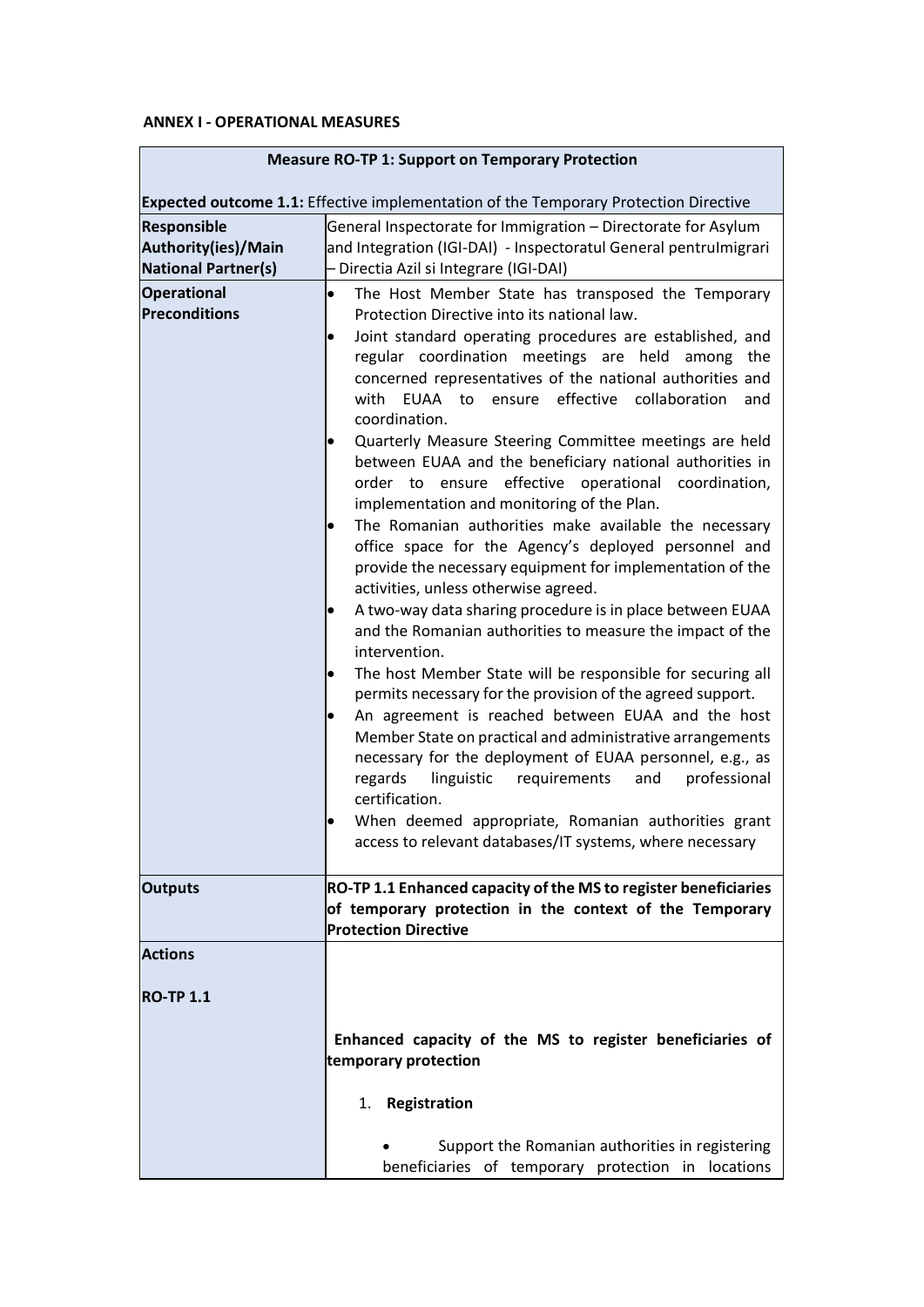**ANNEX I - OPERATIONAL MEASURES**

| **Measure RO-TP 1: Support on Temporary Protection**<br><br>**Expected outcome 1.1:** Effective implementation of the Temporary Protection Directive | |
|---|---|
| **Responsible Authority(ies)/Main National Partner(s)** | General Inspectorate for Immigration – Directorate for Asylum and Integration (IGI-DAI) - Inspectoratul General pentruImigrari – Directia Azil si Integrare (IGI-DAI) |
| **Operational Preconditions** | • The Host Member State has transposed the Temporary Protection Directive into its national law.<br>• Joint standard operating procedures are established, and regular coordination meetings are held among the concerned representatives of the national authorities and with EUAA to ensure effective collaboration and coordination.<br>• Quarterly Measure Steering Committee meetings are held between EUAA and the beneficiary national authorities in order to ensure effective operational coordination, implementation and monitoring of the Plan.<br>• The Romanian authorities make available the necessary office space for the Agency's deployed personnel and provide the necessary equipment for implementation of the activities, unless otherwise agreed.<br>• A two-way data sharing procedure is in place between EUAA and the Romanian authorities to measure the impact of the intervention.<br>• The host Member State will be responsible for securing all permits necessary for the provision of the agreed support.<br>• An agreement is reached between EUAA and the host Member State on practical and administrative arrangements necessary for the deployment of EUAA personnel, e.g., as regards linguistic requirements and professional certification.<br>• When deemed appropriate, Romanian authorities grant access to relevant databases/IT systems, where necessary |
| **Outputs** | **RO-TP 1.1 Enhanced capacity of the MS to register beneficiaries of temporary protection in the context of the Temporary Protection Directive** |
| **Actions**<br><br>**RO-TP 1.1** | **Enhanced capacity of the MS to register beneficiaries of temporary protection**<br><br>1. **Registration**<br><br>• Support the Romanian authorities in registering beneficiaries of temporary protection in locations |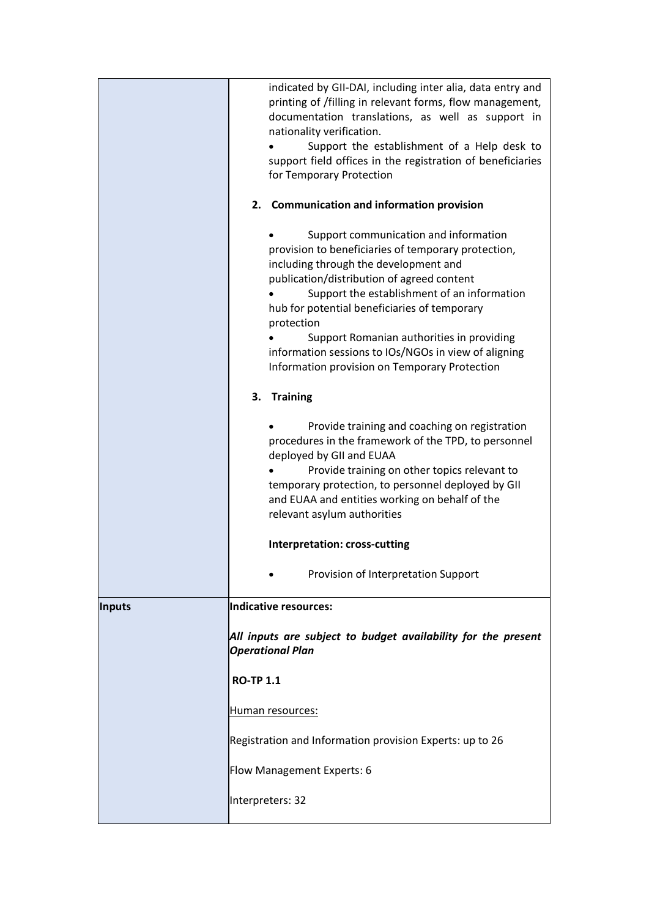| | |
|---|---|
| | indicated by GII-DAI, including inter alia, data entry and printing of /filling in relevant forms, flow management, documentation translations, as well as support in nationality verification.<br>• Support the establishment of a Help desk to support field offices in the registration of beneficiaries for Temporary Protection<br><br>**2. Communication and information provision**<br><br>• Support communication and information provision to beneficiaries of temporary protection, including through the development and publication/distribution of agreed content<br>• Support the establishment of an information hub for potential beneficiaries of temporary protection<br>• Support Romanian authorities in providing information sessions to IOs/NGOs in view of aligning Information provision on Temporary Protection<br><br>**3. Training**<br><br>• Provide training and coaching on registration procedures in the framework of the TPD, to personnel deployed by GII and EUAA<br>• Provide training on other topics relevant to temporary protection, to personnel deployed by GII and EUAA and entities working on behalf of the relevant asylum authorities<br><br>**Interpretation: cross-cutting**<br><br>• Provision of Interpretation Support |
| **Inputs** | **Indicative resources:**<br><br>***All inputs are subject to budget availability for the present Operational Plan***<br><br>**RO-TP 1.1**<br><br><u>Human resources:</u><br><br>Registration and Information provision Experts: up to 26<br><br>Flow Management Experts: 6<br><br>Interpreters: 32 |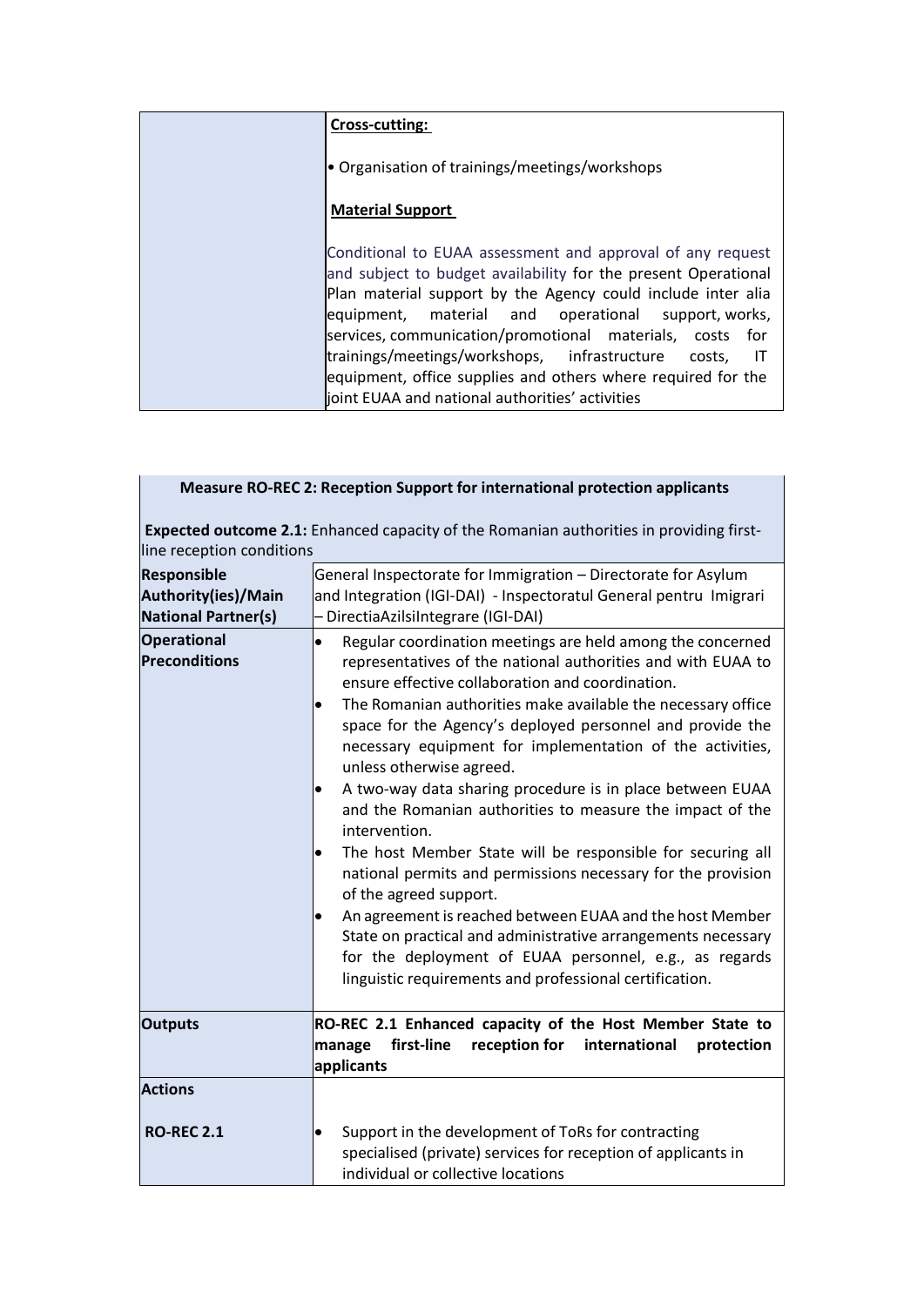| | **Cross-cutting:**<br><br>• Organisation of trainings/meetings/workshops<br><br>**Material Support**<br><br>Conditional to EUAA assessment and approval of any request and subject to budget availability for the present Operational Plan material support by the Agency could include inter alia equipment, material and operational support, works, services, communication/promotional materials, costs for trainings/meetings/workshops, infrastructure costs, IT equipment, office supplies and others where required for the joint EUAA and national authorities' activities |
|---|---|

| **Measure RO-REC 2: Reception Support for international protection applicants**<br><br>**Expected outcome 2.1:** Enhanced capacity of the Romanian authorities in providing first-line reception conditions | |
|---|---|
| **Responsible Authority(ies)/Main National Partner(s)** | General Inspectorate for Immigration – Directorate for Asylum and Integration (IGI-DAI) - Inspectoratul General pentru Imigrari – DirectiaAzilsiIntegrare (IGI-DAI) |
| **Operational Preconditions** | • Regular coordination meetings are held among the concerned representatives of the national authorities and with EUAA to ensure effective collaboration and coordination.<br>• The Romanian authorities make available the necessary office space for the Agency's deployed personnel and provide the necessary equipment for implementation of the activities, unless otherwise agreed.<br>• A two-way data sharing procedure is in place between EUAA and the Romanian authorities to measure the impact of the intervention.<br>• The host Member State will be responsible for securing all national permits and permissions necessary for the provision of the agreed support.<br>• An agreement is reached between EUAA and the host Member State on practical and administrative arrangements necessary for the deployment of EUAA personnel, e.g., as regards linguistic requirements and professional certification. |
| **Outputs** | **RO-REC 2.1 Enhanced capacity of the Host Member State to manage first-line reception for international protection applicants** |
| **Actions**<br><br>**RO-REC 2.1** | <br><br>• Support in the development of ToRs for contracting specialised (private) services for reception of applicants in individual or collective locations |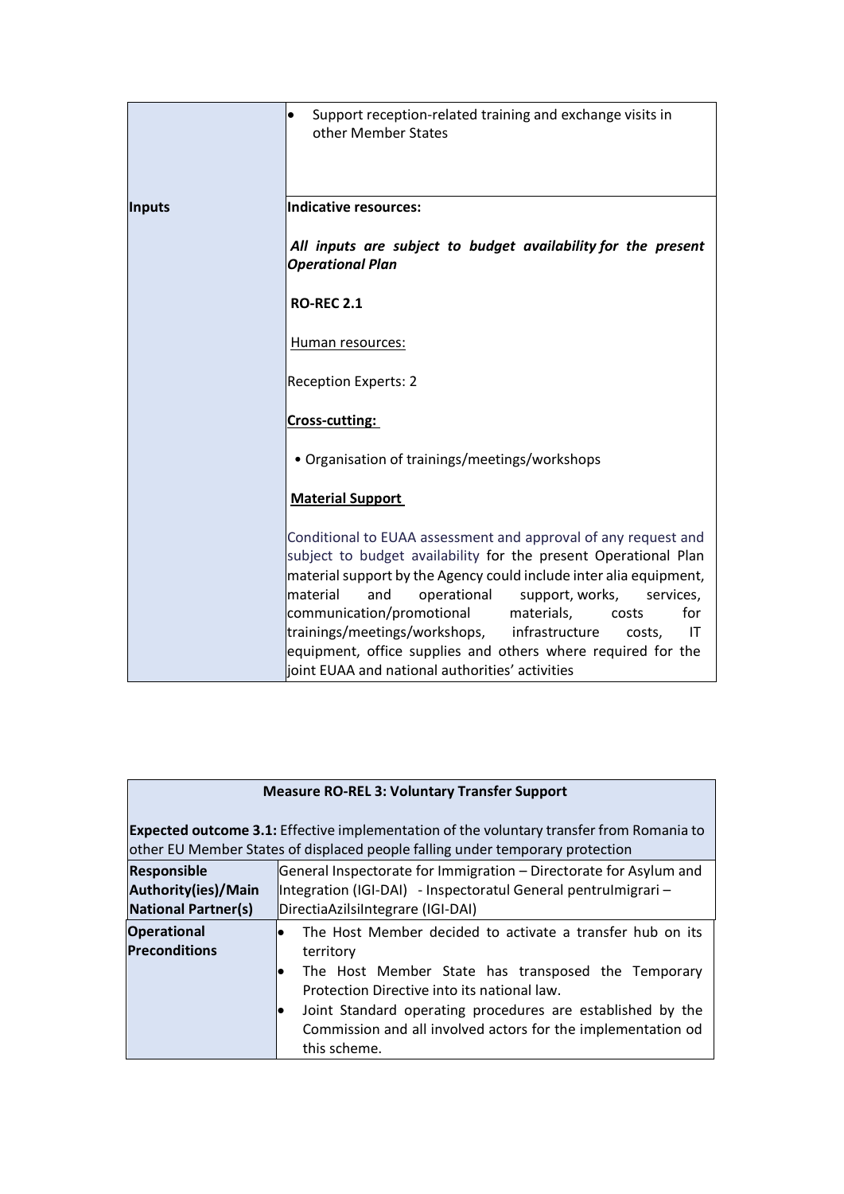| | |
|---|---|
| | • Support reception-related training and exchange visits in other Member States |
| **Inputs** | **Indicative resources:**<br><br>***All inputs are subject to budget availability for the present Operational Plan***<br><br>**RO-REC 2.1**<br><br><u>Human resources:</u><br><br>Reception Experts: 2<br><br>**<u>Cross-cutting:</u>**<br><br>• Organisation of trainings/meetings/workshops<br><br>**<u>Material Support</u>**<br><br>Conditional to EUAA assessment and approval of any request and subject to budget availability for the present Operational Plan material support by the Agency could include inter alia equipment, material and operational support, works, services, communication/promotional materials, costs for trainings/meetings/workshops, infrastructure costs, IT equipment, office supplies and others where required for the joint EUAA and national authorities' activities |

| **Measure RO-REL 3: Voluntary Transfer Support**<br><br>**Expected outcome 3.1:** Effective implementation of the voluntary transfer from Romania to other EU Member States of displaced people falling under temporary protection | |
|---|---|
| **Responsible Authority(ies)/Main National Partner(s)** | General Inspectorate for Immigration – Directorate for Asylum and Integration (IGI-DAI) - Inspectoratul General pentruImigrari – DirectiaAzilsiIntegrare (IGI-DAI) |
| **Operational Preconditions** | • The Host Member decided to activate a transfer hub on its territory<br>• The Host Member State has transposed the Temporary Protection Directive into its national law.<br>• Joint Standard operating procedures are established by the Commission and all involved actors for the implementation od this scheme. |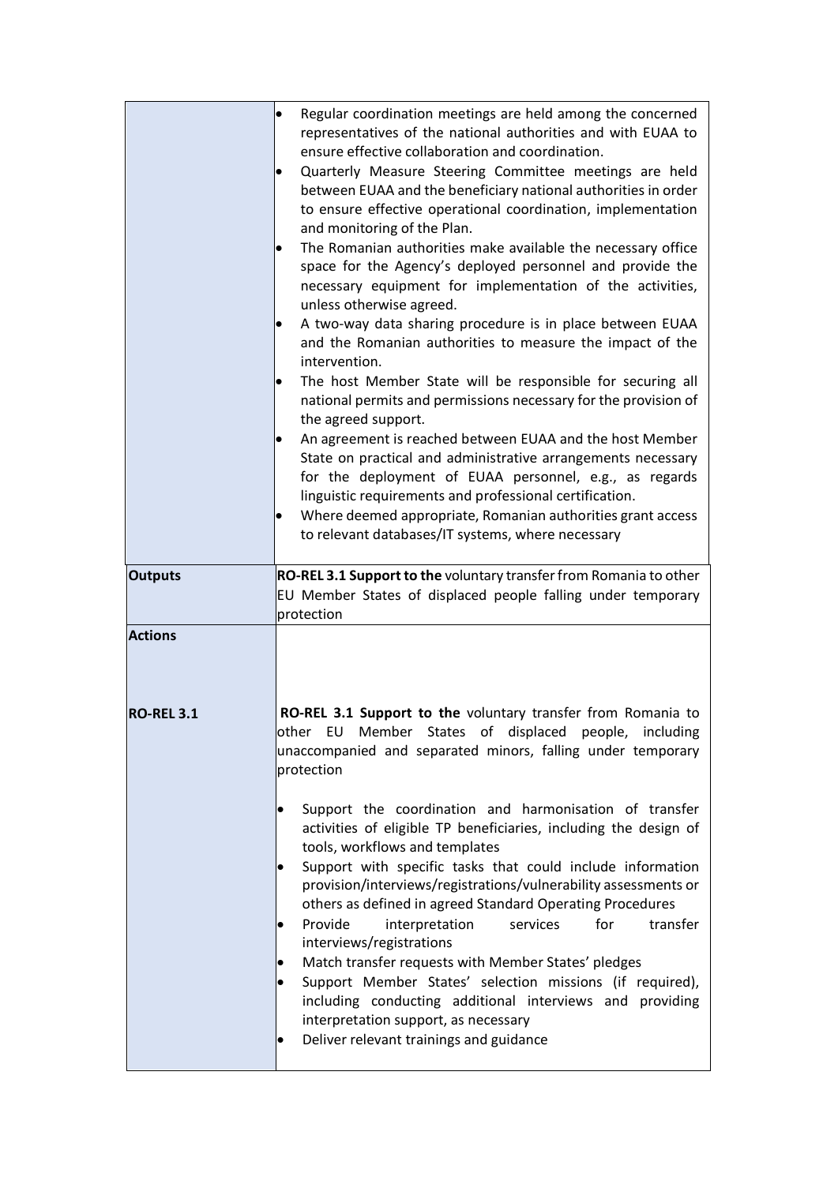| | |
|---|---|
| | • Regular coordination meetings are held among the concerned representatives of the national authorities and with EUAA to ensure effective collaboration and coordination.<br>• Quarterly Measure Steering Committee meetings are held between EUAA and the beneficiary national authorities in order to ensure effective operational coordination, implementation and monitoring of the Plan.<br>• The Romanian authorities make available the necessary office space for the Agency's deployed personnel and provide the necessary equipment for implementation of the activities, unless otherwise agreed.<br>• A two-way data sharing procedure is in place between EUAA and the Romanian authorities to measure the impact of the intervention.<br>• The host Member State will be responsible for securing all national permits and permissions necessary for the provision of the agreed support.<br>• An agreement is reached between EUAA and the host Member State on practical and administrative arrangements necessary for the deployment of EUAA personnel, e.g., as regards linguistic requirements and professional certification.<br>• Where deemed appropriate, Romanian authorities grant access to relevant databases/IT systems, where necessary |
| **Outputs** | **RO-REL 3.1 Support to the** voluntary transfer from Romania to other EU Member States of displaced people falling under temporary protection |
| **Actions** | |
| **RO-REL 3.1** | **RO-REL 3.1 Support to the** voluntary transfer from Romania to other EU Member States of displaced people, including unaccompanied and separated minors, falling under temporary protection<br><br>• Support the coordination and harmonisation of transfer activities of eligible TP beneficiaries, including the design of tools, workflows and templates<br>• Support with specific tasks that could include information provision/interviews/registrations/vulnerability assessments or others as defined in agreed Standard Operating Procedures<br>• Provide interpretation services for transfer interviews/registrations<br>• Match transfer requests with Member States' pledges<br>• Support Member States' selection missions (if required), including conducting additional interviews and providing interpretation support, as necessary<br>• Deliver relevant trainings and guidance |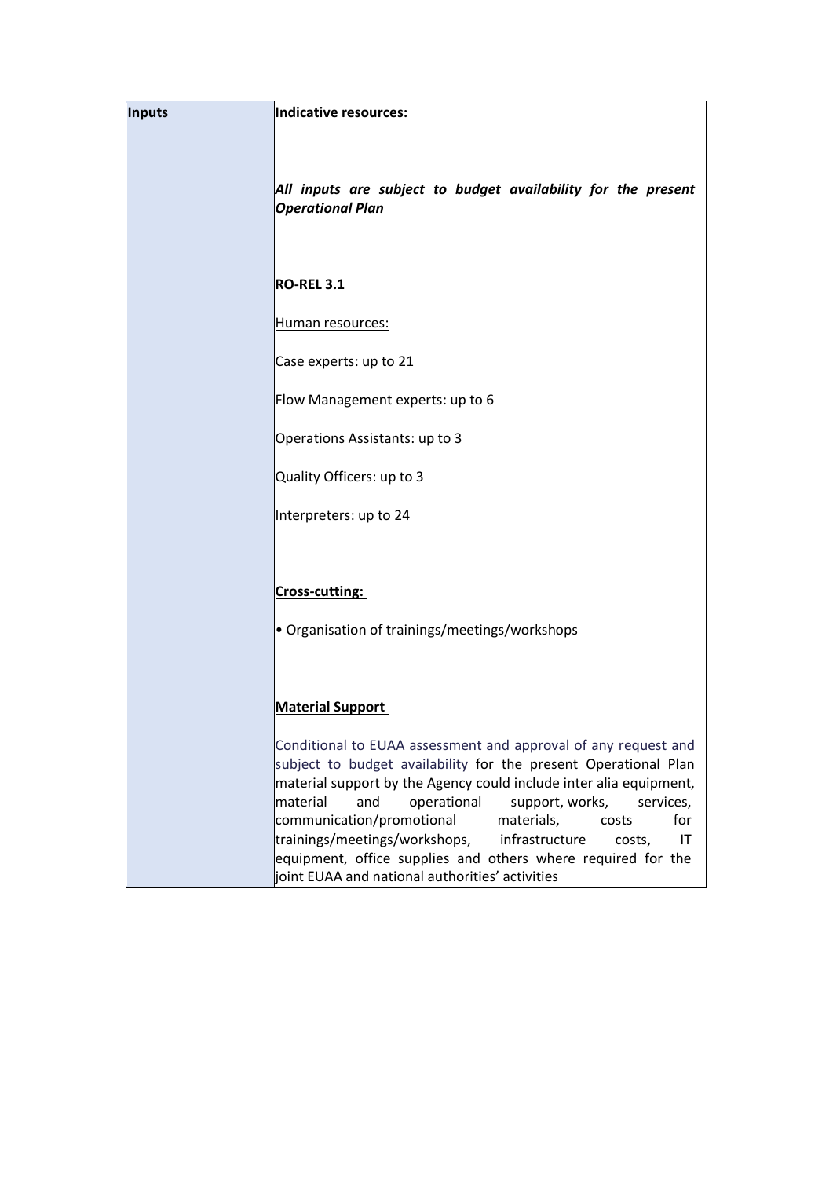| Inputs | **Indicative resources:**<br><br>***All inputs are subject to budget availability for the present Operational Plan***<br><br>**RO-REL 3.1**<br><br>Human resources:<br><br>Case experts: up to 21<br><br>Flow Management experts: up to 6<br><br>Operations Assistants: up to 3<br><br>Quality Officers: up to 3<br><br>Interpreters: up to 24<br><br>**Cross-cutting:**<br><br>• Organisation of trainings/meetings/workshops<br><br>**Material Support**<br><br>Conditional to EUAA assessment and approval of any request and subject to budget availability for the present Operational Plan material support by the Agency could include inter alia equipment, material and operational support, works, services, communication/promotional materials, costs for trainings/meetings/workshops, infrastructure costs, IT equipment, office supplies and others where required for the joint EUAA and national authorities' activities |
|---|---|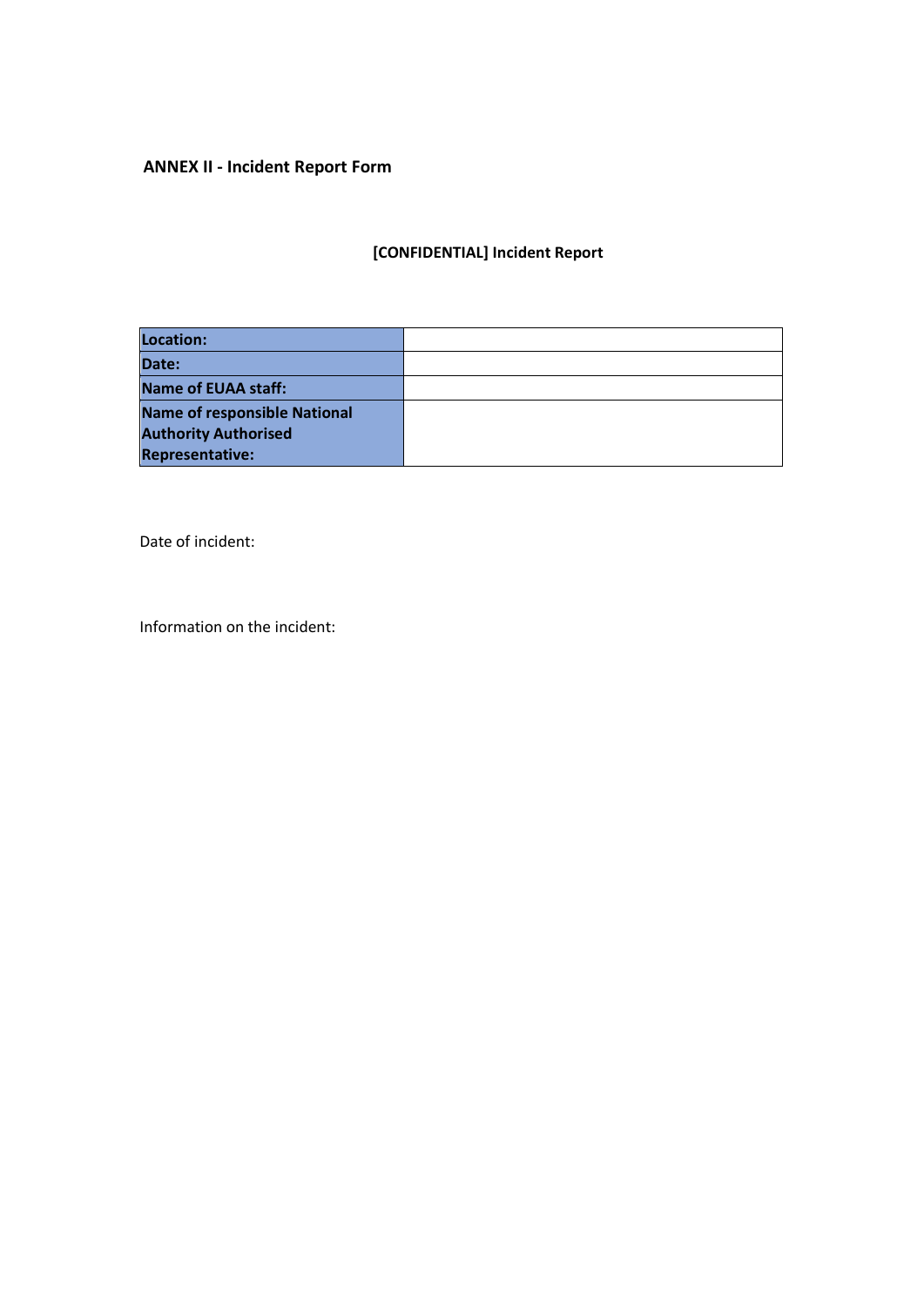## ANNEX II - Incident Report Form

**[CONFIDENTIAL] Incident Report**

| **Location:** | |
|---|---|
| **Date:** | |
| **Name of EUAA staff:** | |
| **Name of responsible National Authority Authorised Representative:** | |

Date of incident:

Information on the incident: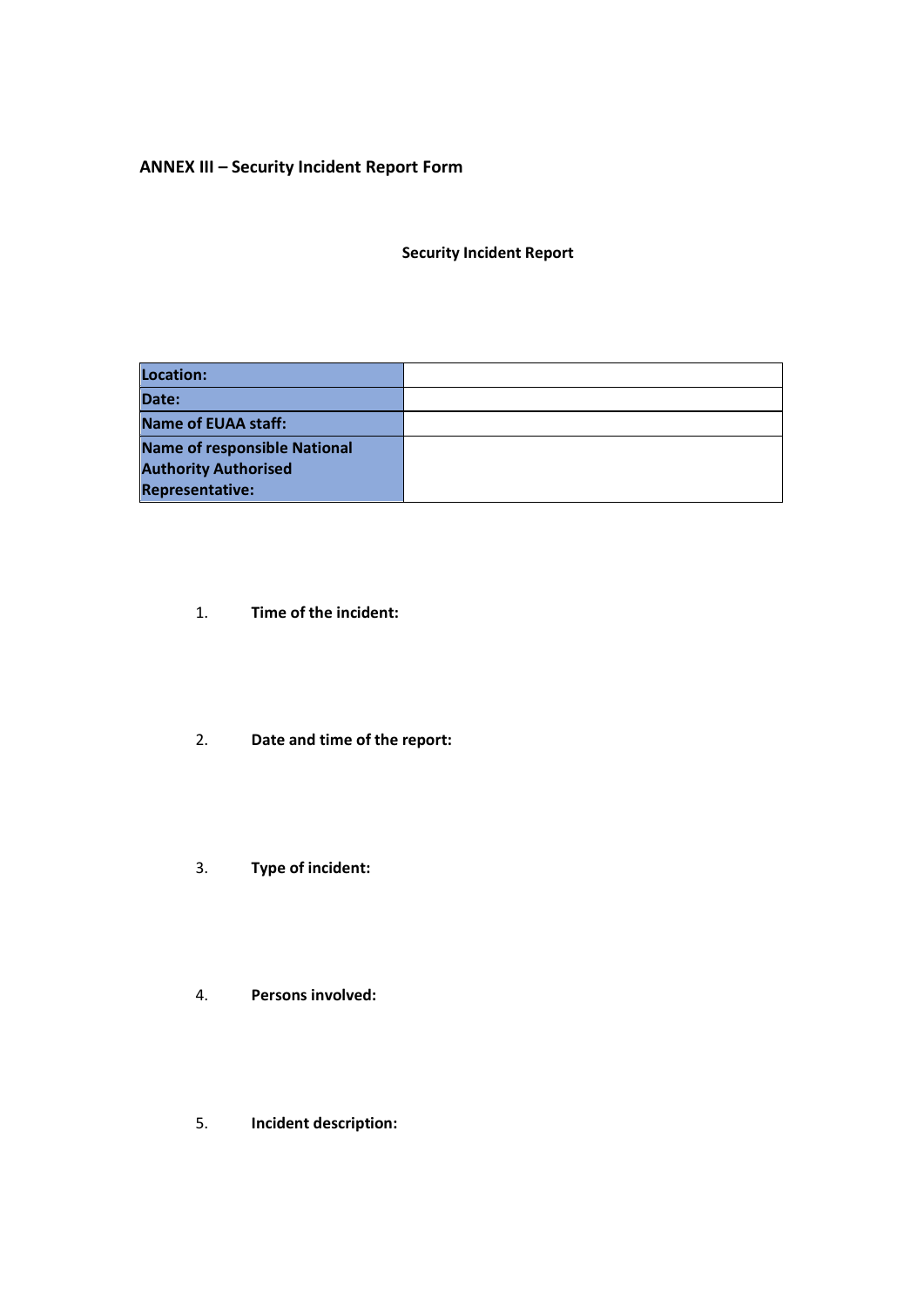**ANNEX III – Security Incident Report Form**

**Security Incident Report**

| **Location:** | |
|---|---|
| **Date:** | |
| **Name of EUAA staff:** | |
| **Name of responsible National Authority Authorised Representative:** | |

1. **Time of the incident:**

2. **Date and time of the report:**

3. **Type of incident:**

4. **Persons involved:**

5. **Incident description:**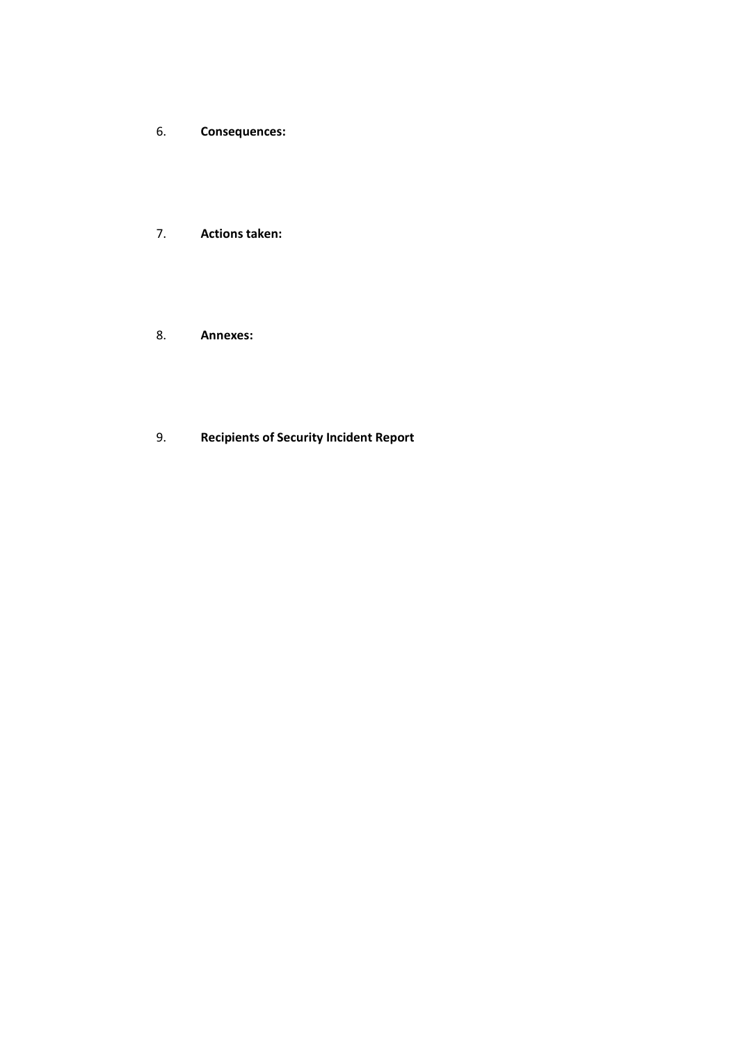6. **Consequences:**

7. **Actions taken:**

8. **Annexes:**

9. **Recipients of Security Incident Report**